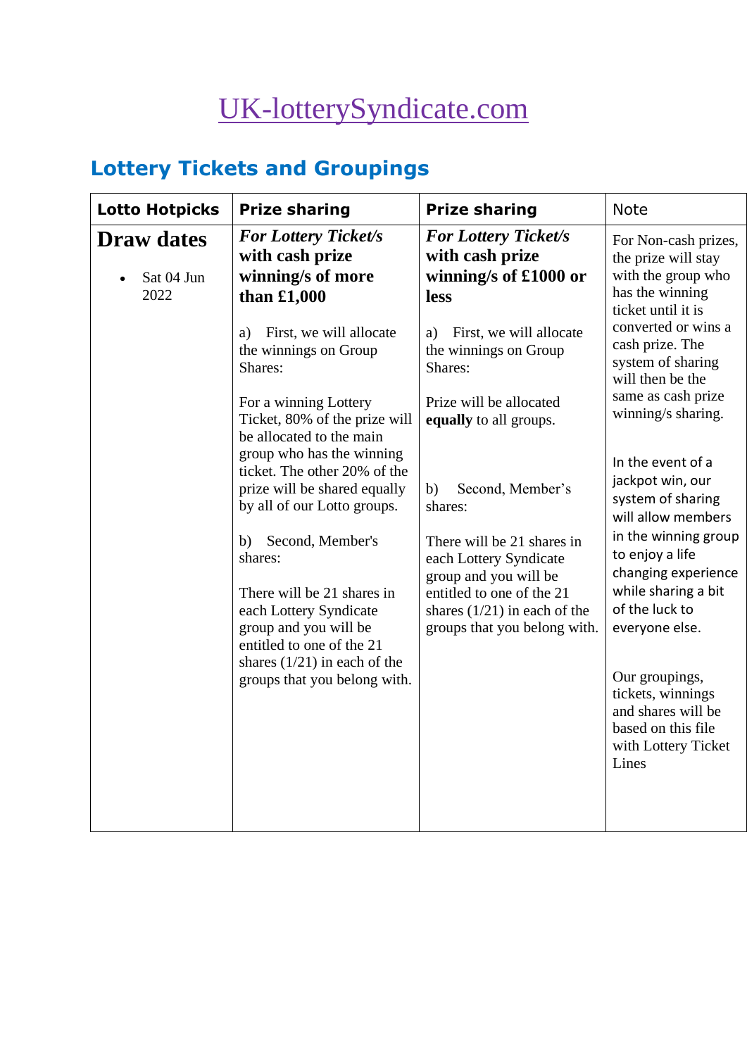# UK-lotterySyndicate.com

## Lottery Tickets and Groupings

| Lotto Hotpicks | Prize sharing | Prize sharing | Note |
|---|---|---|---|
| **Draw dates**<br><br>• Sat 04 Jun 2022 | ***For Lottery Ticket/s with cash prize winning/s of more than £1,000***<br><br>a) First, we will allocate the winnings on Group Shares:<br><br>For a winning Lottery Ticket, 80% of the prize will be allocated to the main group who has the winning ticket. The other 20% of the prize will be shared equally by all of our Lotto groups.<br><br>b) Second, Member's shares:<br><br>There will be 21 shares in each Lottery Syndicate group and you will be entitled to one of the 21 shares (1/21) in each of the groups that you belong with. | ***For Lottery Ticket/s with cash prize winning/s of £1000 or less***<br><br>a) First, we will allocate the winnings on Group Shares:<br><br>Prize will be allocated **equally** to all groups.<br><br>b) Second, Member's shares:<br><br>There will be 21 shares in each Lottery Syndicate group and you will be entitled to one of the 21 shares (1/21) in each of the groups that you belong with. | For Non-cash prizes, the prize will stay with the group who has the winning ticket until it is converted or wins a cash prize. The system of sharing will then be the same as cash prize winning/s sharing.<br><br>In the event of a jackpot win, our system of sharing will allow members in the winning group to enjoy a life changing experience while sharing a bit of the luck to everyone else.<br><br>Our groupings, tickets, winnings and shares will be based on this file with Lottery Ticket Lines |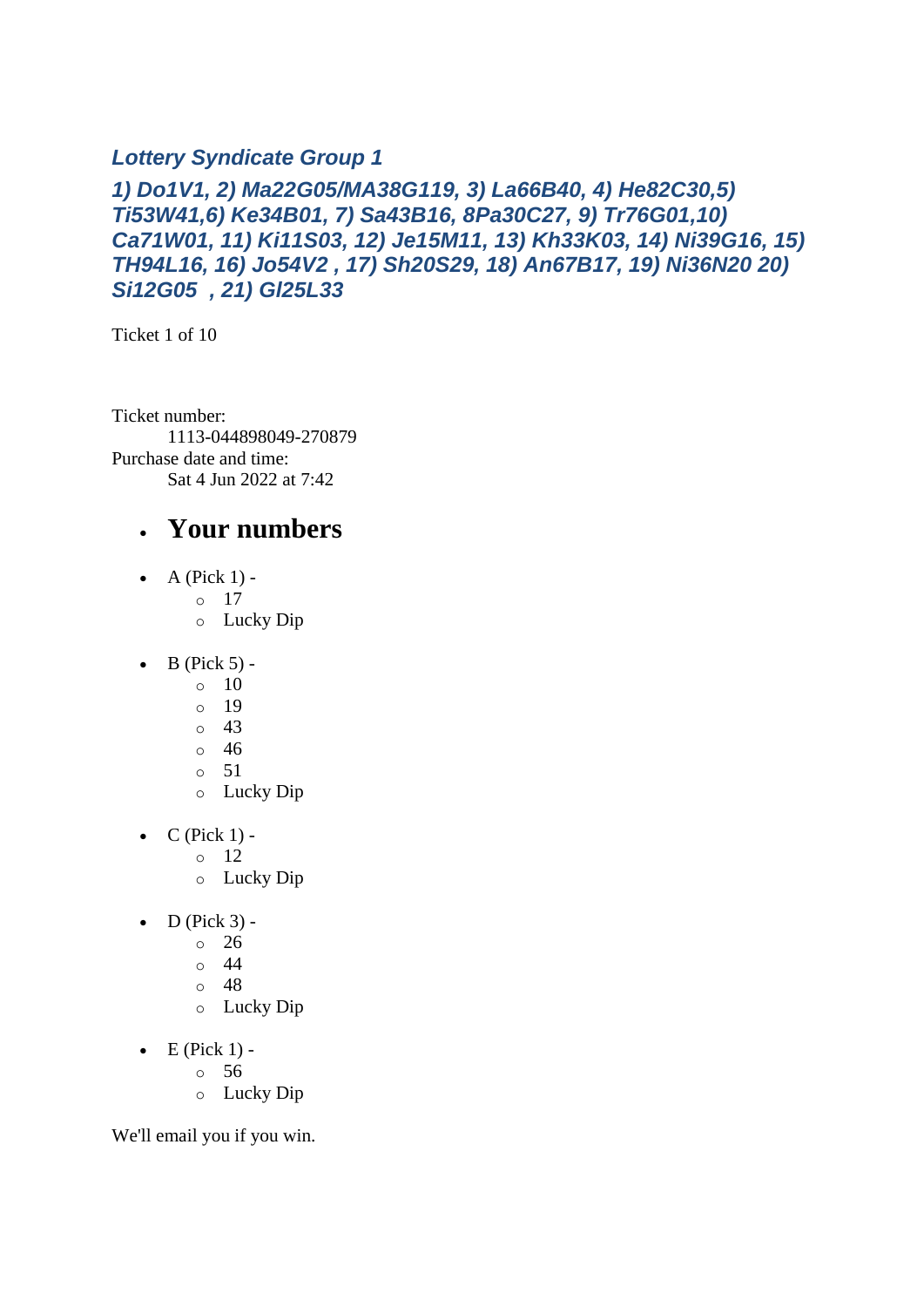### *Lottery Syndicate Group 1*

***1) Do1V1, 2) Ma22G05/MA38G119, 3) La66B40, 4) He82C30,5) Ti53W41,6) Ke34B01, 7) Sa43B16, 8Pa30C27, 9) Tr76G01,10) Ca71W01, 11) Ki11S03, 12) Je15M11, 13) Kh33K03, 14) Ni39G16, 15) TH94L16, 16) Jo54V2 , 17) Sh20S29, 18) An67B17, 19) Ni36N20 20) Si12G05 , 21) Gl25L33***

Ticket 1 of 10

Ticket number:
  1113-044898049-270879
Purchase date and time:
  Sat 4 Jun 2022 at 7:42

- ## Your numbers

- A (Pick 1) -
  - 17
  - Lucky Dip

- B (Pick 5) -
  - 10
  - 19
  - 43
  - 46
  - 51
  - Lucky Dip

- C (Pick 1) -
  - 12
  - Lucky Dip

- D (Pick 3) -
  - 26
  - 44
  - 48
  - Lucky Dip

- E (Pick 1) -
  - 56
  - Lucky Dip

We'll email you if you win.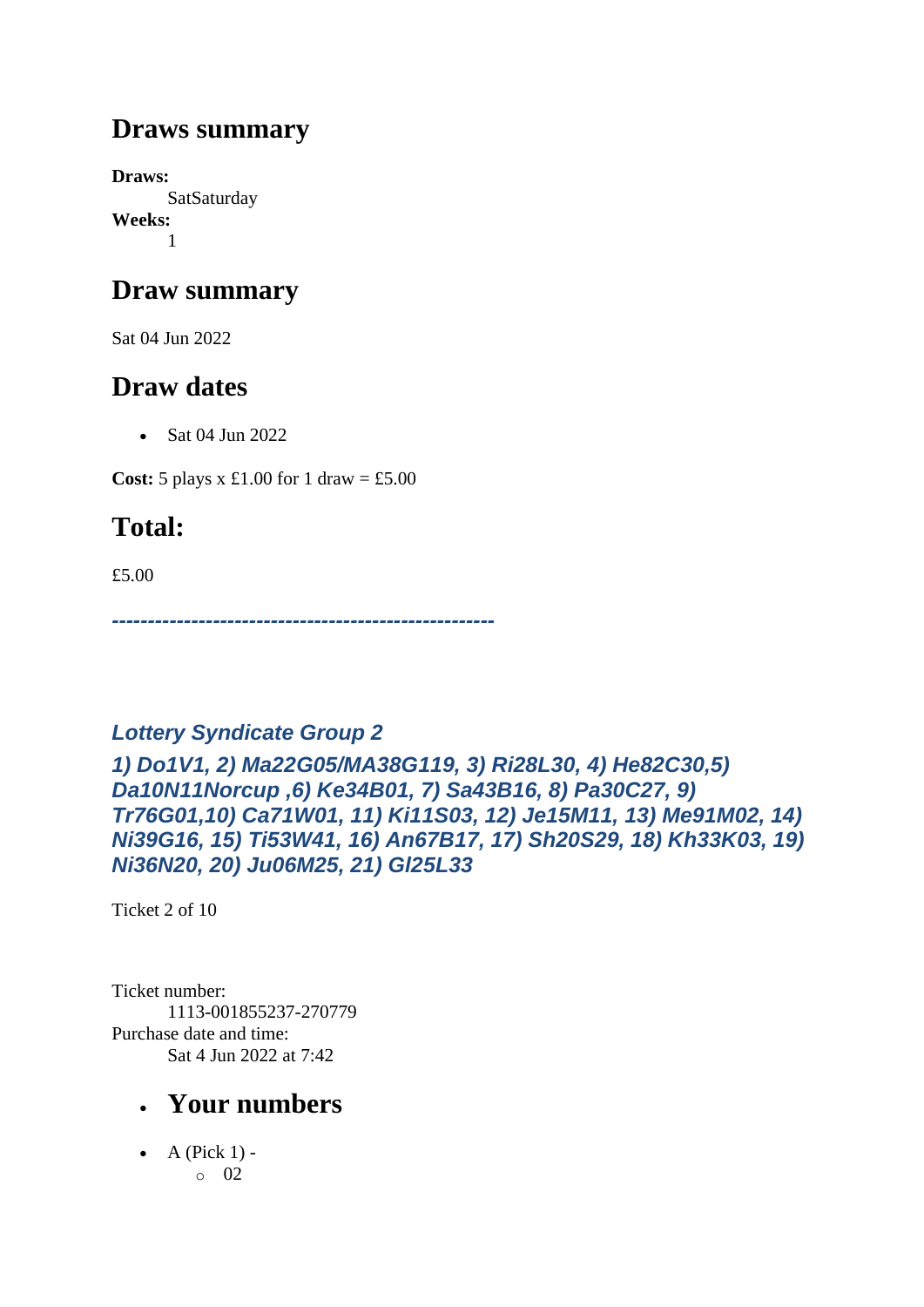## Draws summary

**Draws:**
SatSaturday
**Weeks:**
1

## Draw summary

Sat 04 Jun 2022

## Draw dates

- Sat 04 Jun 2022

**Cost:** 5 plays x £1.00 for 1 draw = £5.00

## Total:

£5.00

***-----------------------------------------------------***

### *Lottery Syndicate Group 2*

### *1) Do1V1, 2) Ma22G05/MA38G119, 3) Ri28L30, 4) He82C30,5) Da10N11Norcup ,6) Ke34B01, 7) Sa43B16, 8) Pa30C27, 9) Tr76G01,10) Ca71W01, 11) Ki11S03, 12) Je15M11, 13) Me91M02, 14) Ni39G16, 15) Ti53W41, 16) An67B17, 17) Sh20S29, 18) Kh33K03, 19) Ni36N20, 20) Ju06M25, 21) Gl25L33*

Ticket 2 of 10

Ticket number:
1113-001855237-270779
Purchase date and time:
Sat 4 Jun 2022 at 7:42

- ## Your numbers

- A (Pick 1) -
  - 02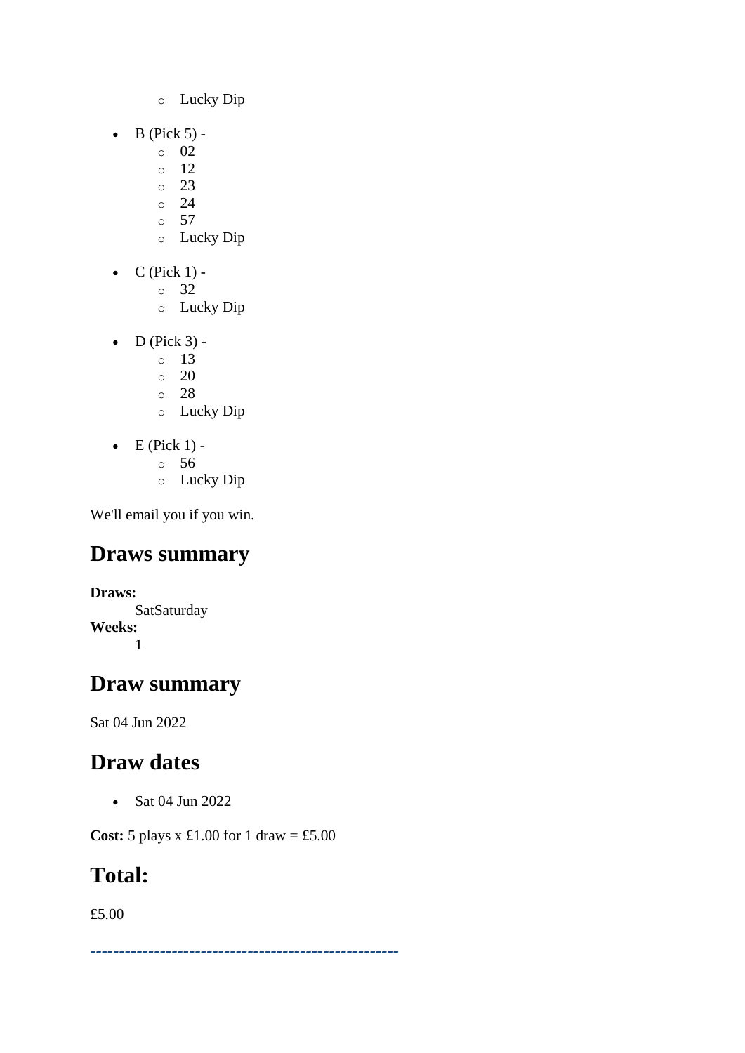- Lucky Dip

- B (Pick 5) -
    - 02
    - 12
    - 23
    - 24
    - 57
    - Lucky Dip

- C (Pick 1) -
    - 32
    - Lucky Dip

- D (Pick 3) -
    - 13
    - 20
    - 28
    - Lucky Dip

- E (Pick 1) -
    - 56
    - Lucky Dip

We'll email you if you win.

## Draws summary

**Draws:**
SatSaturday
**Weeks:**
1

## Draw summary

Sat 04 Jun 2022

## Draw dates

- Sat 04 Jun 2022

**Cost:** 5 plays x £1.00 for 1 draw = £5.00

## Total:

£5.00

---------------------------------------------------------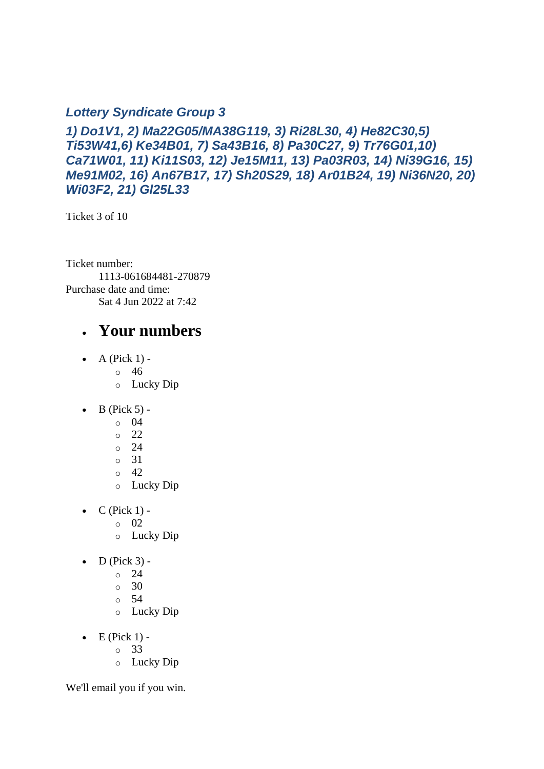### *Lottery Syndicate Group 3*

### *1) Do1V1, 2) Ma22G05/MA38G119, 3) Ri28L30, 4) He82C30,5) Ti53W41,6) Ke34B01, 7) Sa43B16, 8) Pa30C27, 9) Tr76G01,10) Ca71W01, 11) Ki11S03, 12) Je15M11, 13) Pa03R03, 14) Ni39G16, 15) Me91M02, 16) An67B17, 17) Sh20S29, 18) Ar01B24, 19) Ni36N20, 20) Wi03F2, 21) Gl25L33*

Ticket 3 of 10

Ticket number:
  1113-061684481-270879
Purchase date and time:
  Sat 4 Jun 2022 at 7:42

- ## Your numbers

- A (Pick 1) -
  - 46
  - Lucky Dip

- B (Pick 5) -
  - 04
  - 22
  - 24
  - 31
  - 42
  - Lucky Dip

- C (Pick 1) -
  - 02
  - Lucky Dip

- D (Pick 3) -
  - 24
  - 30
  - 54
  - Lucky Dip

- E (Pick 1) -
  - 33
  - Lucky Dip

We'll email you if you win.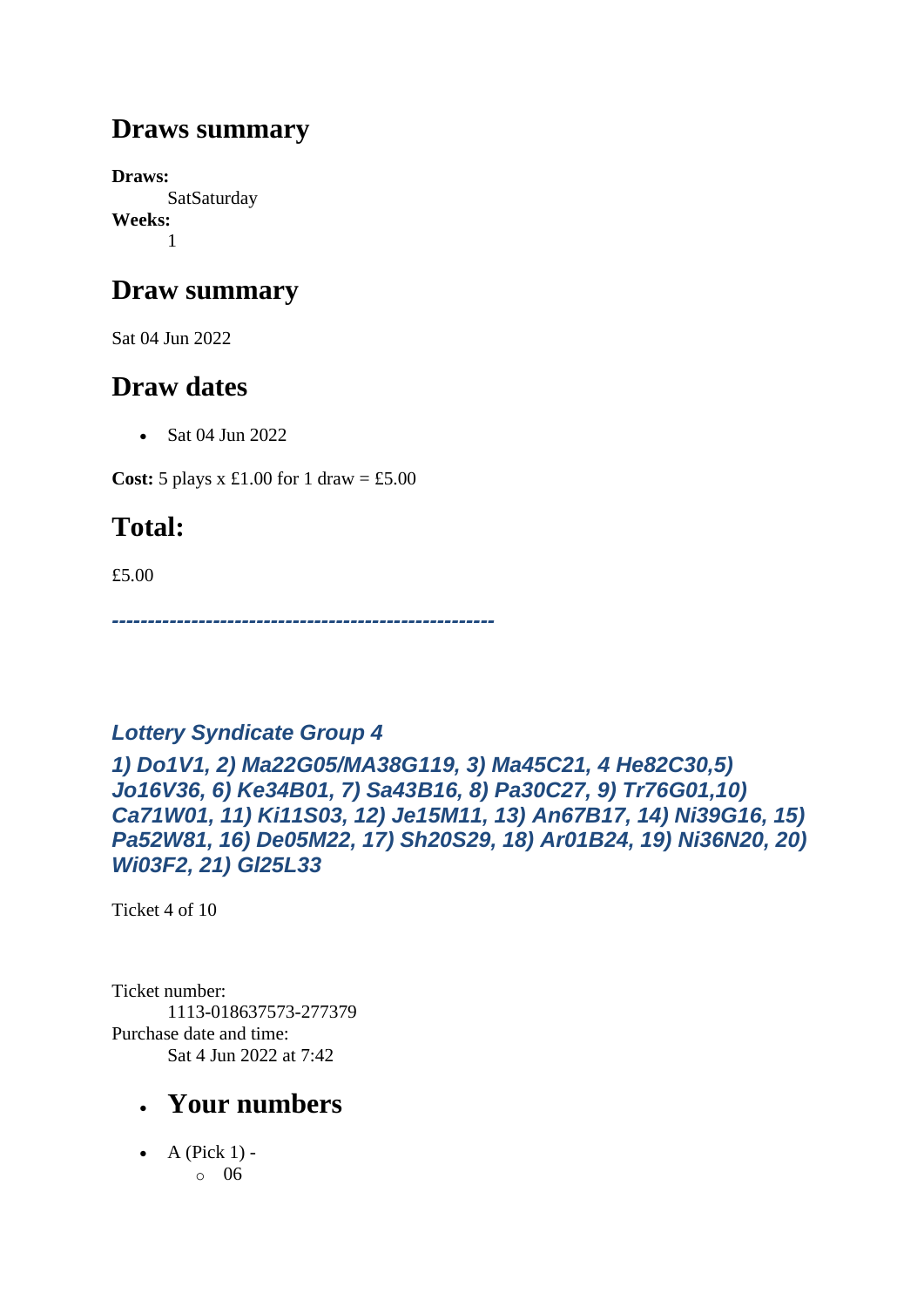## Draws summary

**Draws:**
SatSaturday
**Weeks:**
1

## Draw summary

Sat 04 Jun 2022

## Draw dates

- Sat 04 Jun 2022

**Cost:** 5 plays x £1.00 for 1 draw = £5.00

## Total:

£5.00

*-----------------------------------------------------*

### *Lottery Syndicate Group 4*

### *1) Do1V1, 2) Ma22G05/MA38G119, 3) Ma45C21, 4 He82C30,5) Jo16V36, 6) Ke34B01, 7) Sa43B16, 8) Pa30C27, 9) Tr76G01,10) Ca71W01, 11) Ki11S03, 12) Je15M11, 13) An67B17, 14) Ni39G16, 15) Pa52W81, 16) De05M22, 17) Sh20S29, 18) Ar01B24, 19) Ni36N20, 20) Wi03F2, 21) Gl25L33*

Ticket 4 of 10

Ticket number:
1113-018637573-277379
Purchase date and time:
Sat 4 Jun 2022 at 7:42

- ## Your numbers

- A (Pick 1) -
  - 06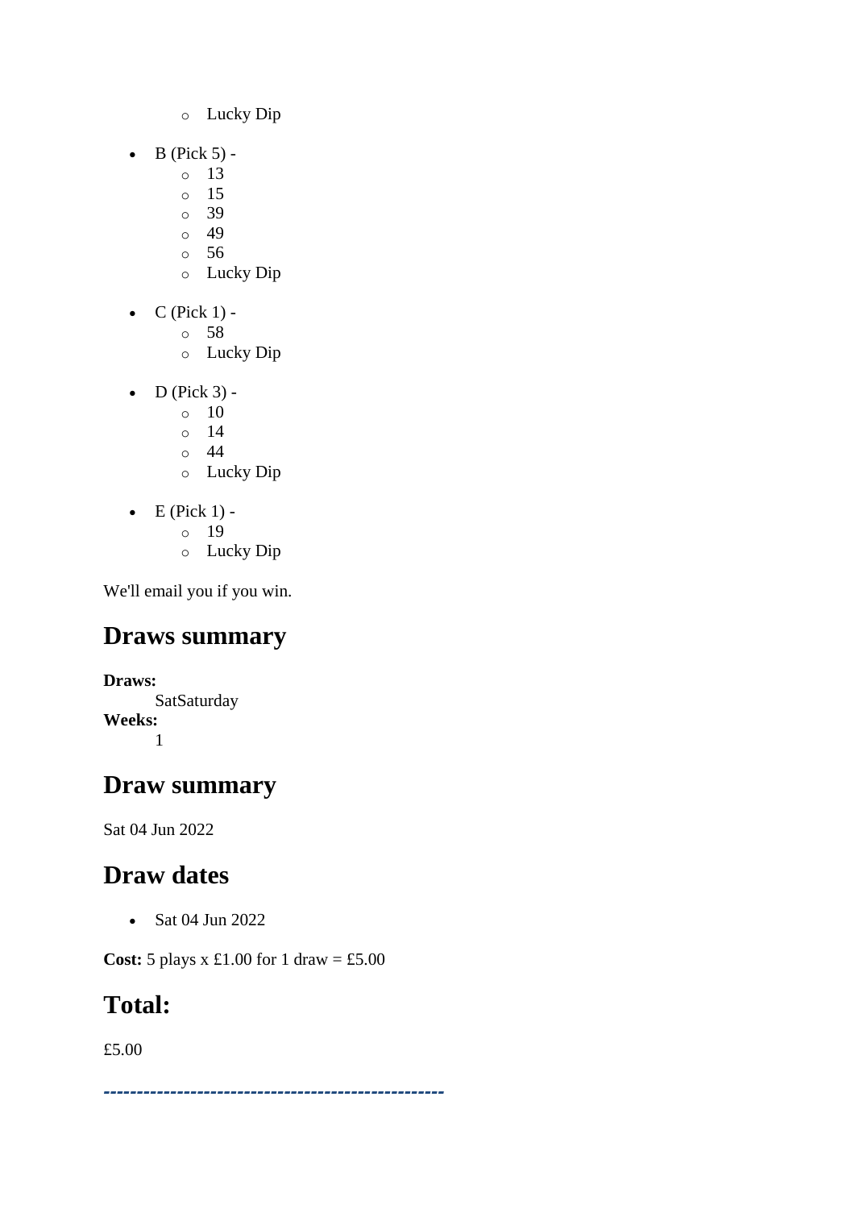- Lucky Dip

- B (Pick 5) -
    - 13
    - 15
    - 39
    - 49
    - 56
    - Lucky Dip

- C (Pick 1) -
    - 58
    - Lucky Dip

- D (Pick 3) -
    - 10
    - 14
    - 44
    - Lucky Dip

- E (Pick 1) -
    - 19
    - Lucky Dip

We'll email you if you win.

## Draws summary

**Draws:**
SatSaturday
**Weeks:**
1

## Draw summary

Sat 04 Jun 2022

## Draw dates

- Sat 04 Jun 2022

**Cost:** 5 plays x £1.00 for 1 draw = £5.00

## Total:

£5.00

***---------------------------------------------------***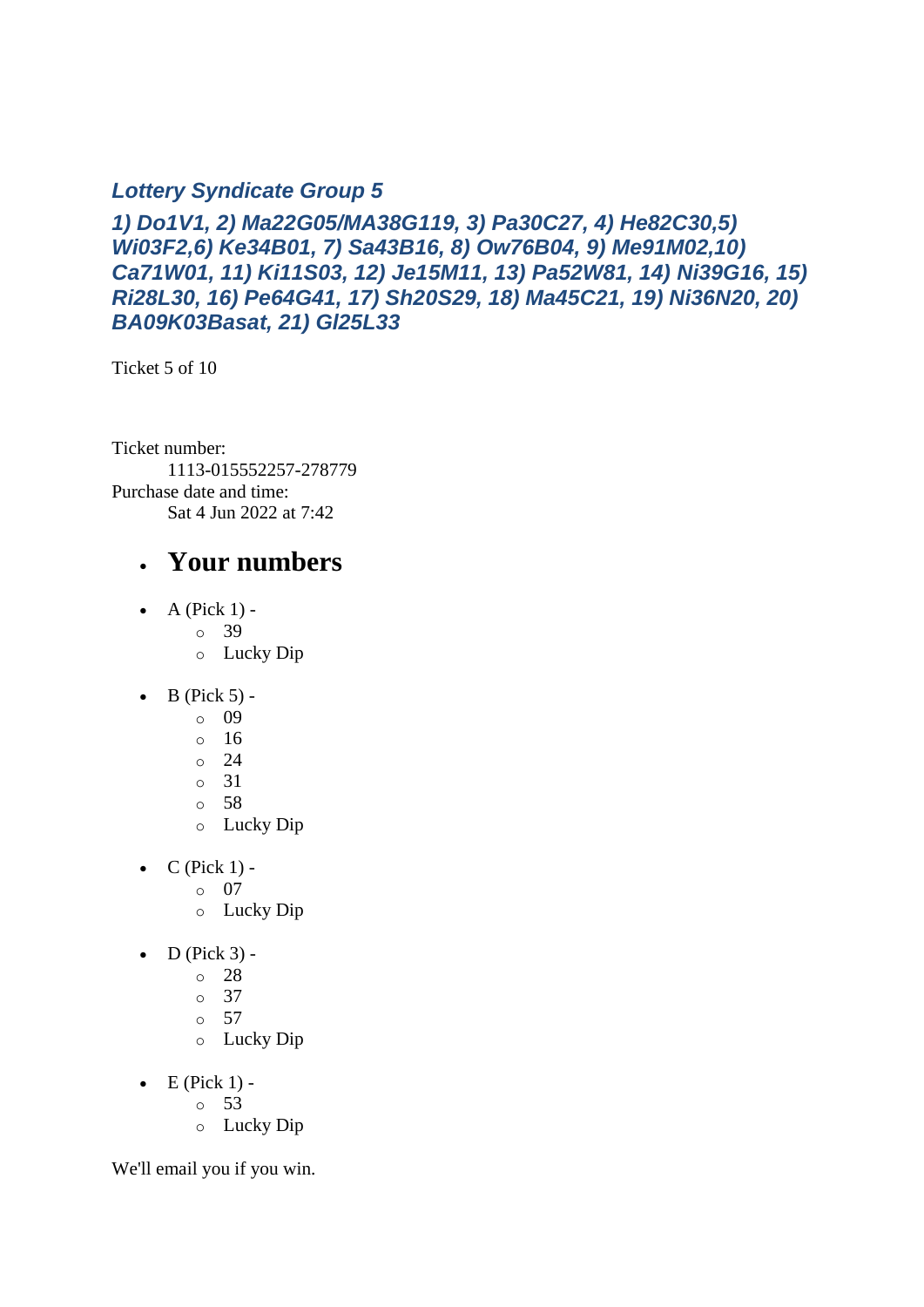### *Lottery Syndicate Group 5*

### *1) Do1V1, 2) Ma22G05/MA38G119, 3) Pa30C27, 4) He82C30,5) Wi03F2,6) Ke34B01, 7) Sa43B16, 8) Ow76B04, 9) Me91M02,10) Ca71W01, 11) Ki11S03, 12) Je15M11, 13) Pa52W81, 14) Ni39G16, 15) Ri28L30, 16) Pe64G41, 17) Sh20S29, 18) Ma45C21, 19) Ni36N20, 20) BA09K03Basat, 21) Gl25L33*

Ticket 5 of 10

Ticket number:
: 1113-015552257-278779

Purchase date and time:
: Sat 4 Jun 2022 at 7:42

- ## Your numbers

- A (Pick 1) -
  - 39
  - Lucky Dip
- B (Pick 5) -
  - 09
  - 16
  - 24
  - 31
  - 58
  - Lucky Dip
- C (Pick 1) -
  - 07
  - Lucky Dip
- D (Pick 3) -
  - 28
  - 37
  - 57
  - Lucky Dip
- E (Pick 1) -
  - 53
  - Lucky Dip

We'll email you if you win.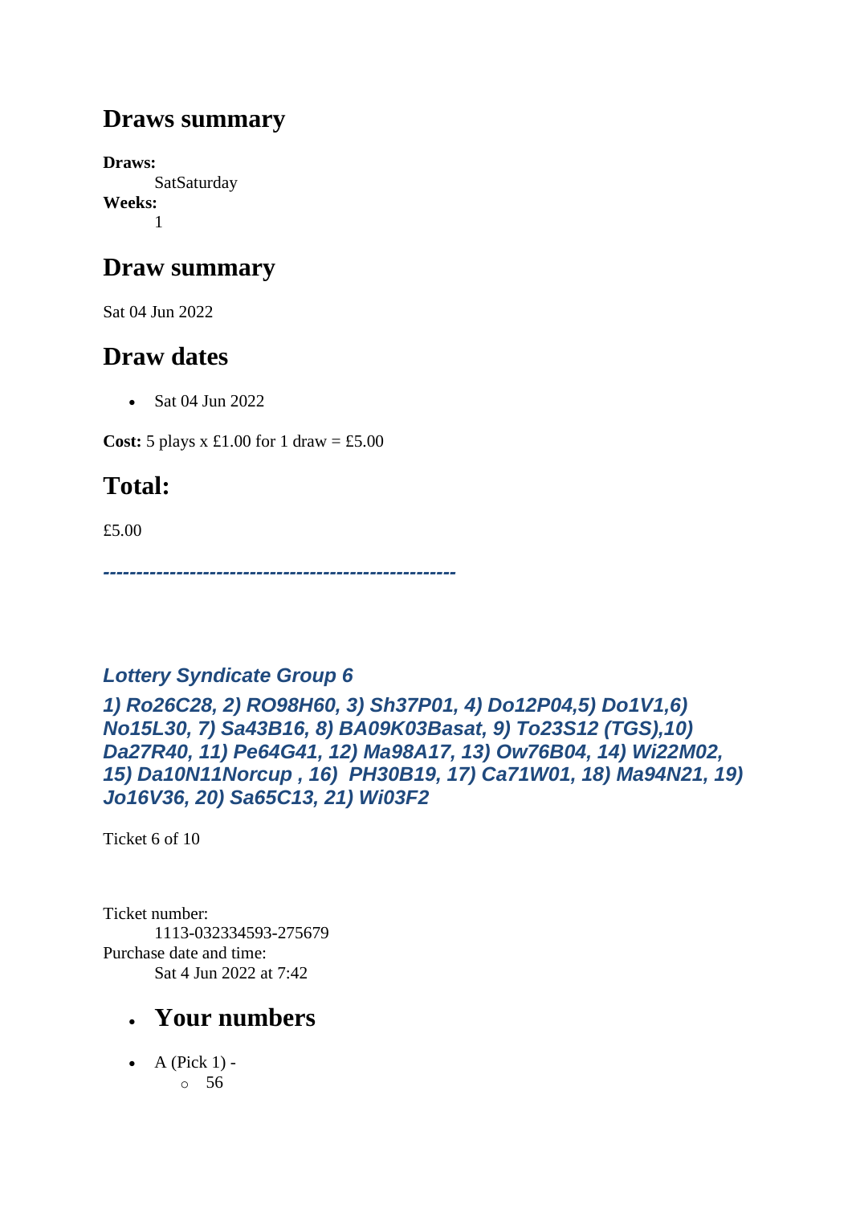## Draws summary

**Draws:**
: SatSaturday

**Weeks:**
: 1

## Draw summary

Sat 04 Jun 2022

## Draw dates

- Sat 04 Jun 2022

**Cost:** 5 plays x £1.00 for 1 draw = £5.00

## Total:

£5.00

***-----------------------------------------------------***

***Lottery Syndicate Group 6***

***1) Ro26C28, 2) RO98H60, 3) Sh37P01, 4) Do12P04,5) Do1V1,6) No15L30, 7) Sa43B16, 8) BA09K03Basat, 9) To23S12 (TGS),10) Da27R40, 11) Pe64G41, 12) Ma98A17, 13) Ow76B04, 14) Wi22M02, 15) Da10N11Norcup , 16) PH30B19, 17) Ca71W01, 18) Ma94N21, 19) Jo16V36, 20) Sa65C13, 21) Wi03F2***

Ticket 6 of 10

Ticket number:
: 1113-032334593-275679

Purchase date and time:
: Sat 4 Jun 2022 at 7:42

- ## Your numbers

- A (Pick 1) -
  - 56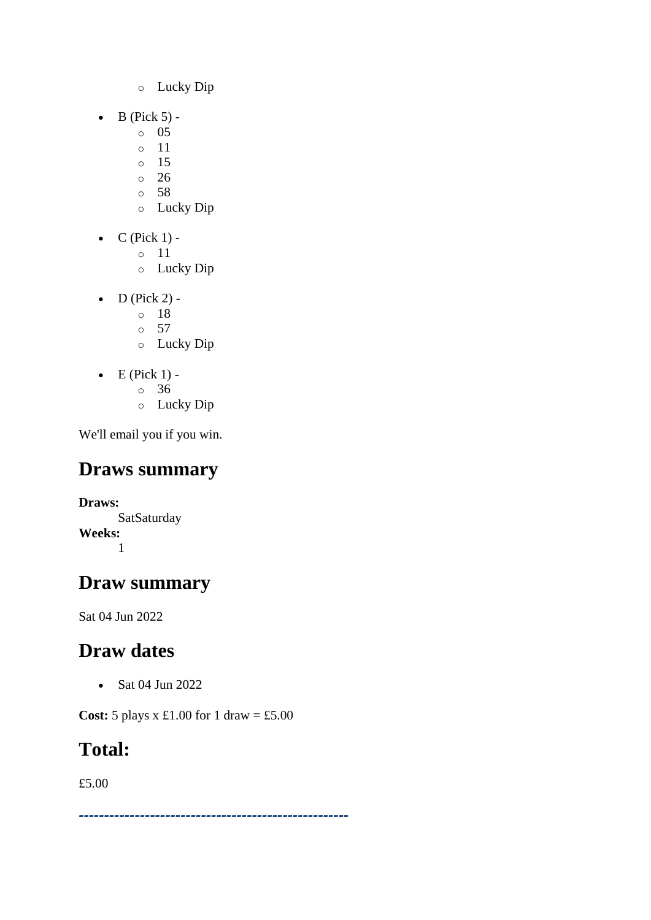- Lucky Dip

- B (Pick 5) -
    - 05
    - 11
    - 15
    - 26
    - 58
    - Lucky Dip

- C (Pick 1) -
    - 11
    - Lucky Dip

- D (Pick 2) -
    - 18
    - 57
    - Lucky Dip

- E (Pick 1) -
    - 36
    - Lucky Dip

We'll email you if you win.

## Draws summary

**Draws:**
SatSaturday
**Weeks:**
1

## Draw summary

Sat 04 Jun 2022

## Draw dates

- Sat 04 Jun 2022

**Cost:** 5 plays x £1.00 for 1 draw = £5.00

## Total:

£5.00

*---------------------------------------------------*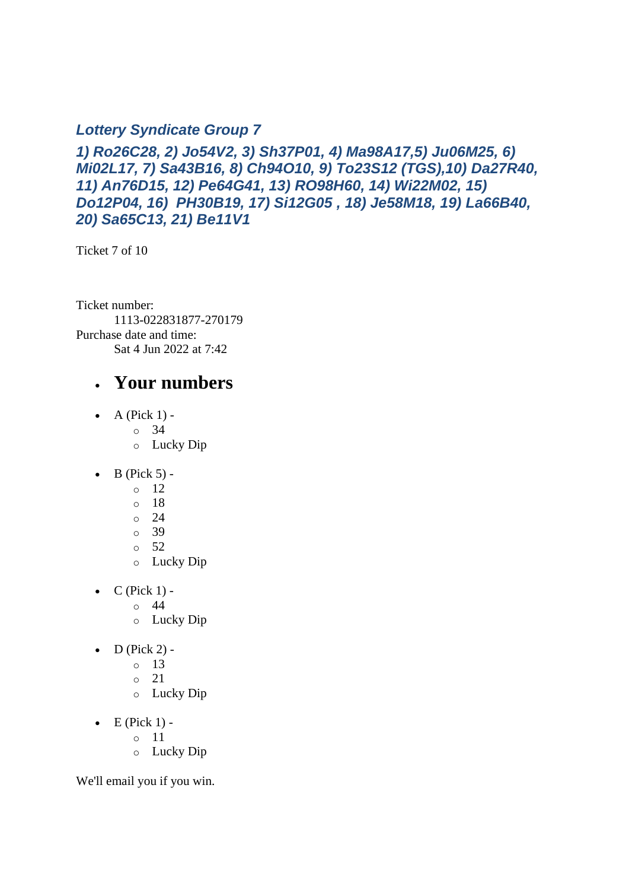### *Lottery Syndicate Group 7*

### *1) Ro26C28, 2) Jo54V2, 3) Sh37P01, 4) Ma98A17,5) Ju06M25, 6) Mi02L17, 7) Sa43B16, 8) Ch94O10, 9) To23S12 (TGS),10) Da27R40, 11) An76D15, 12) Pe64G41, 13) RO98H60, 14) Wi22M02, 15) Do12P04, 16) PH30B19, 17) Si12G05 , 18) Je58M18, 19) La66B40, 20) Sa65C13, 21) Be11V1*

Ticket 7 of 10

Ticket number:
    1113-022831877-270179
Purchase date and time:
    Sat 4 Jun 2022 at 7:42

- ## Your numbers

- A (Pick 1) -
    - 34
    - Lucky Dip
- B (Pick 5) -
    - 12
    - 18
    - 24
    - 39
    - 52
    - Lucky Dip
- C (Pick 1) -
    - 44
    - Lucky Dip
- D (Pick 2) -
    - 13
    - 21
    - Lucky Dip
- E (Pick 1) -
    - 11
    - Lucky Dip

We'll email you if you win.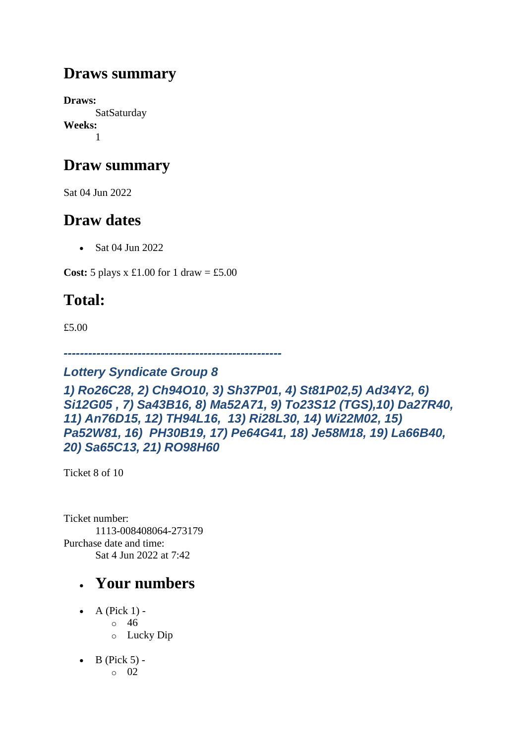## Draws summary

**Draws:**
SatSaturday
**Weeks:**
1

## Draw summary

Sat 04 Jun 2022

## Draw dates

- Sat 04 Jun 2022

**Cost:** 5 plays x £1.00 for 1 draw = £5.00

## Total:

£5.00

***-----------------------------------------------------***

### *Lottery Syndicate Group 8*

### *1) Ro26C28, 2) Ch94O10, 3) Sh37P01, 4) St81P02,5) Ad34Y2, 6) Si12G05 , 7) Sa43B16, 8) Ma52A71, 9) To23S12 (TGS),10) Da27R40, 11) An76D15, 12) TH94L16, 13) Ri28L30, 14) Wi22M02, 15) Pa52W81, 16) PH30B19, 17) Pe64G41, 18) Je58M18, 19) La66B40, 20) Sa65C13, 21) RO98H60*

Ticket 8 of 10

Ticket number:
1113-008408064-273179
Purchase date and time:
Sat 4 Jun 2022 at 7:42

- ## Your numbers

- A (Pick 1) -
  - 46
  - Lucky Dip
- B (Pick 5) -
  - 02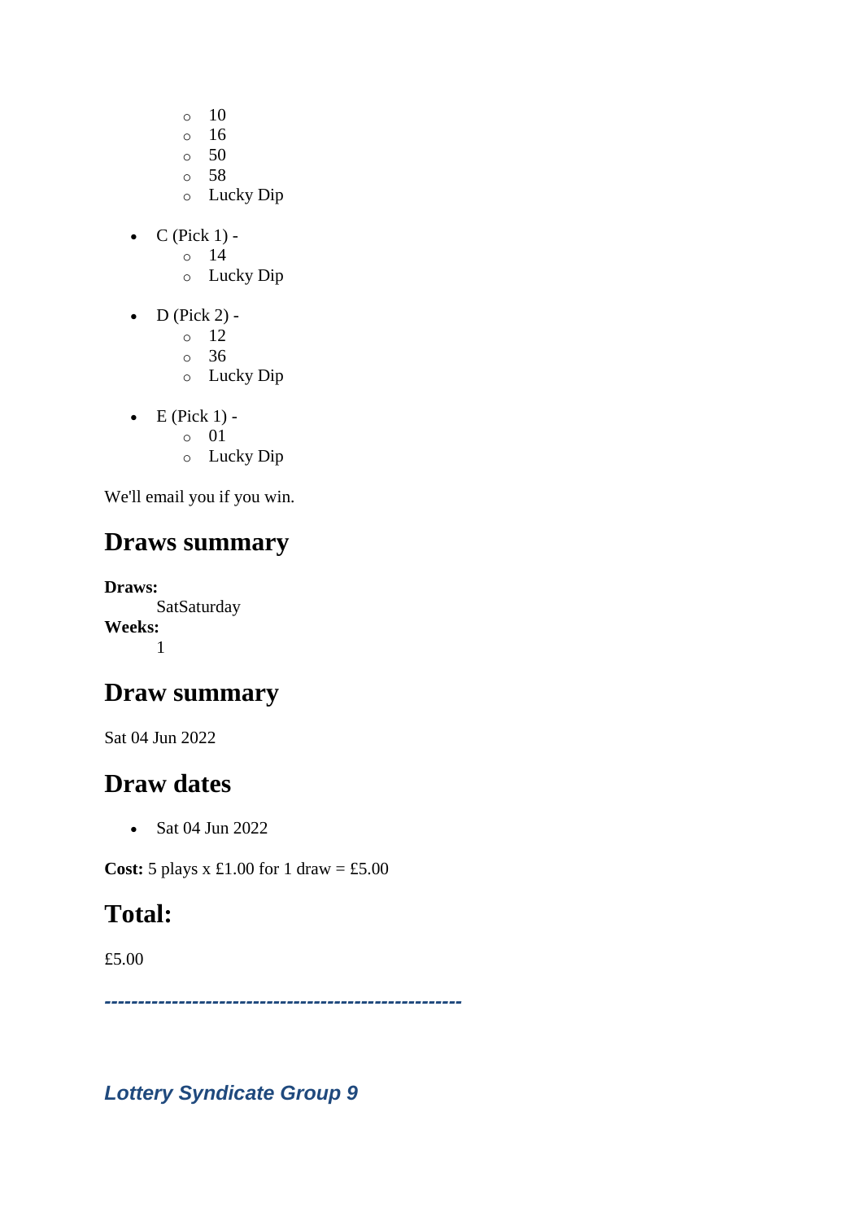- 10
    - 16
    - 50
    - 58
    - Lucky Dip

- C (Pick 1) -
    - 14
    - Lucky Dip

- D (Pick 2) -
    - 12
    - 36
    - Lucky Dip

- E (Pick 1) -
    - 01
    - Lucky Dip

We'll email you if you win.

## Draws summary

**Draws:**
SatSaturday
**Weeks:**
1

## Draw summary

Sat 04 Jun 2022

## Draw dates

- Sat 04 Jun 2022

**Cost:** 5 plays x £1.00 for 1 draw = £5.00

## Total:

£5.00

***----------------------------------------------------***

### *Lottery Syndicate Group 9*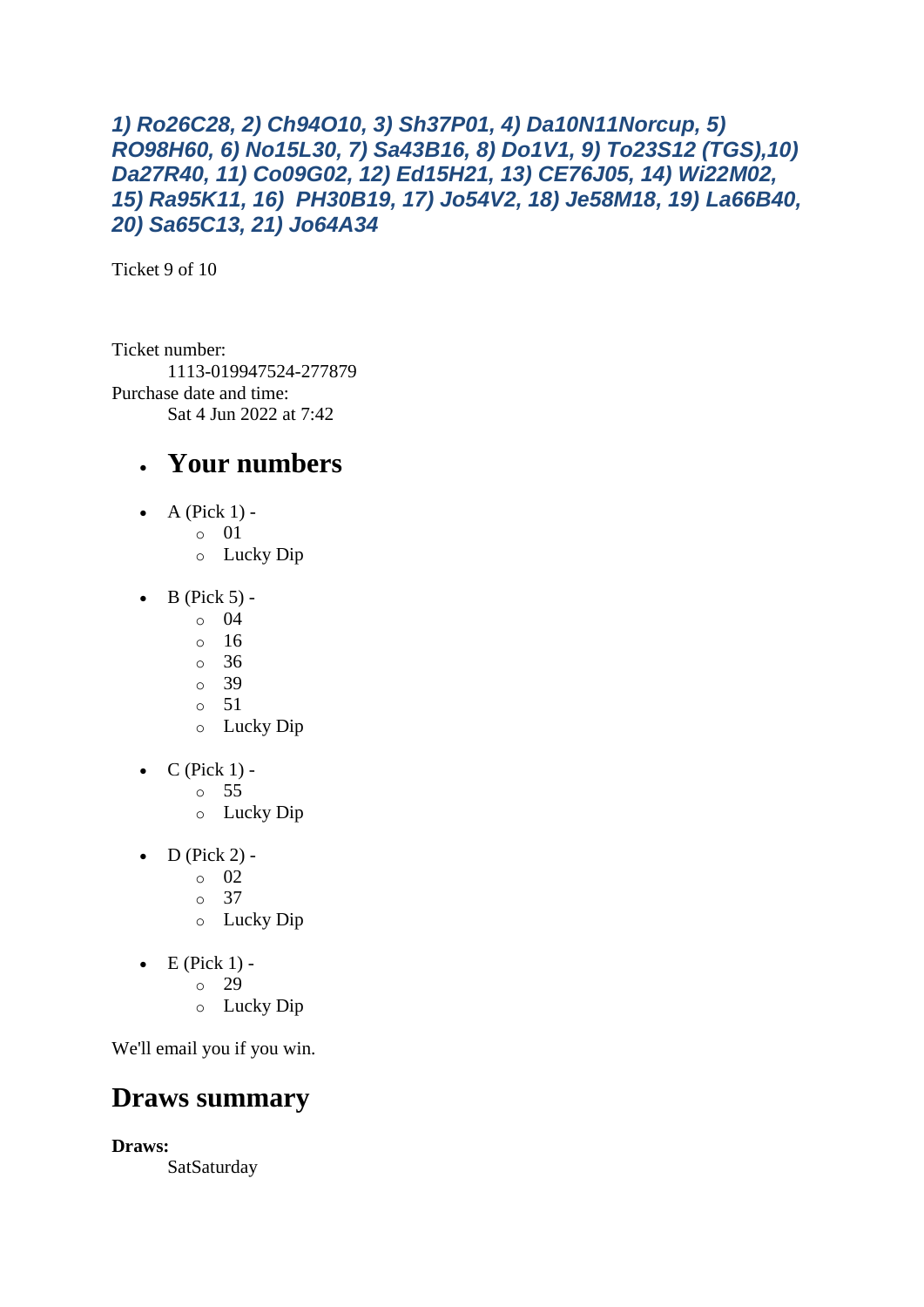***1) Ro26C28, 2) Ch94O10, 3) Sh37P01, 4) Da10N11Norcup, 5) RO98H60, 6) No15L30, 7) Sa43B16, 8) Do1V1, 9) To23S12 (TGS),10) Da27R40, 11) Co09G02, 12) Ed15H21, 13) CE76J05, 14) Wi22M02, 15) Ra95K11, 16)  PH30B19, 17) Jo54V2, 18) Je58M18, 19) La66B40, 20) Sa65C13, 21) Jo64A34***

Ticket 9 of 10

Ticket number:
: 1113-019947524-277879

Purchase date and time:
: Sat 4 Jun 2022 at 7:42

- ## Your numbers

- A (Pick 1) -
  - 01
  - Lucky Dip
- B (Pick 5) -
  - 04
  - 16
  - 36
  - 39
  - 51
  - Lucky Dip
- C (Pick 1) -
  - 55
  - Lucky Dip
- D (Pick 2) -
  - 02
  - 37
  - Lucky Dip
- E (Pick 1) -
  - 29
  - Lucky Dip

We'll email you if you win.

## Draws summary

**Draws:**
: SatSaturday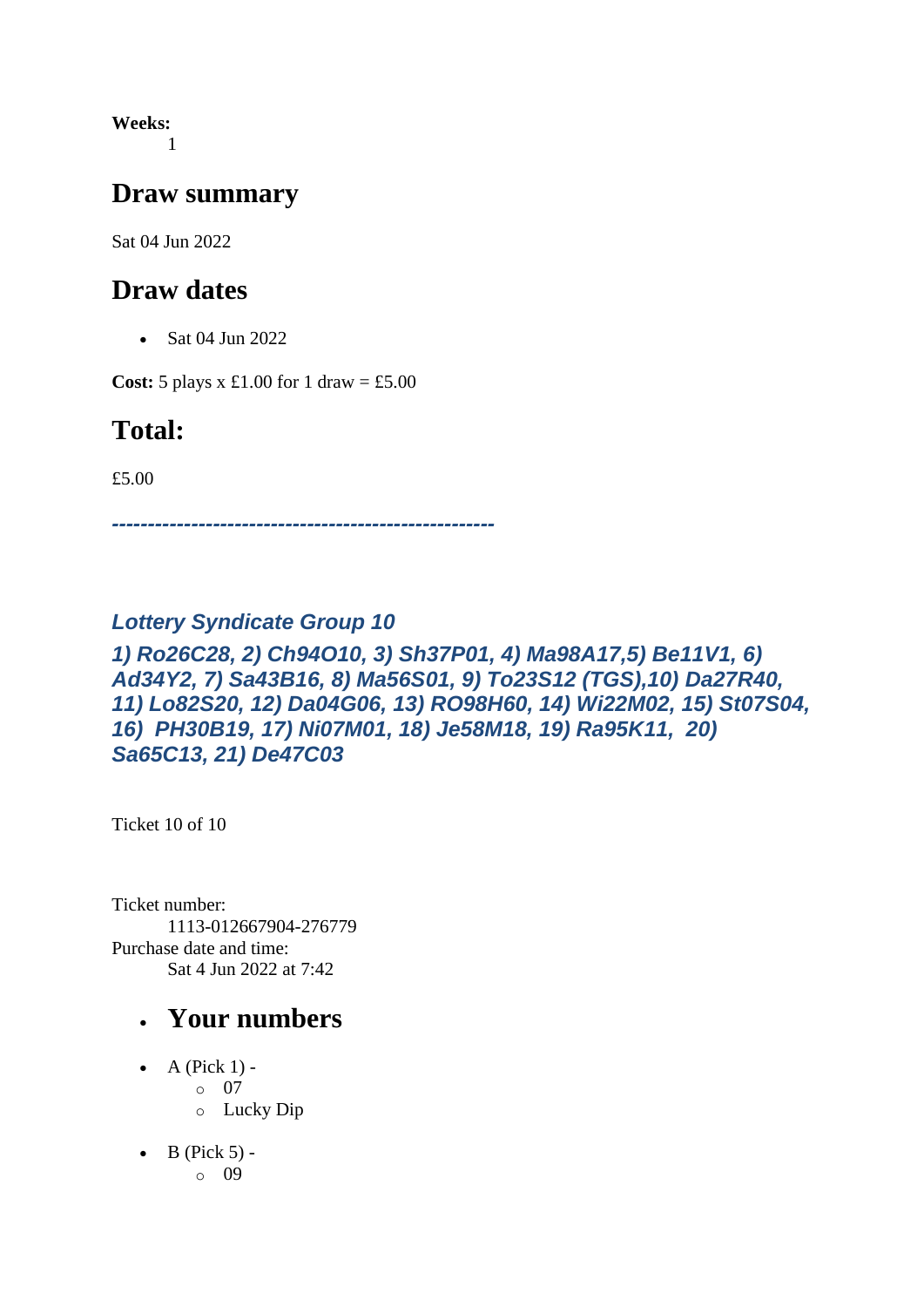**Weeks:**
1

## Draw summary

Sat 04 Jun 2022

## Draw dates

- Sat 04 Jun 2022

**Cost:** 5 plays x £1.00 for 1 draw = £5.00

## Total:

£5.00

***-----------------------------------------------------***

### *Lottery Syndicate Group 10*

### *1) Ro26C28, 2) Ch94O10, 3) Sh37P01, 4) Ma98A17,5) Be11V1, 6) Ad34Y2, 7) Sa43B16, 8) Ma56S01, 9) To23S12 (TGS),10) Da27R40, 11) Lo82S20, 12) Da04G06, 13) RO98H60, 14) Wi22M02, 15) St07S04, 16) PH30B19, 17) Ni07M01, 18) Je58M18, 19) Ra95K11, 20) Sa65C13, 21) De47C03*

Ticket 10 of 10

Ticket number:
1113-012667904-276779
Purchase date and time:
Sat 4 Jun 2022 at 7:42

- ## Your numbers

- A (Pick 1) -
  - 07
  - Lucky Dip
- B (Pick 5) -
  - 09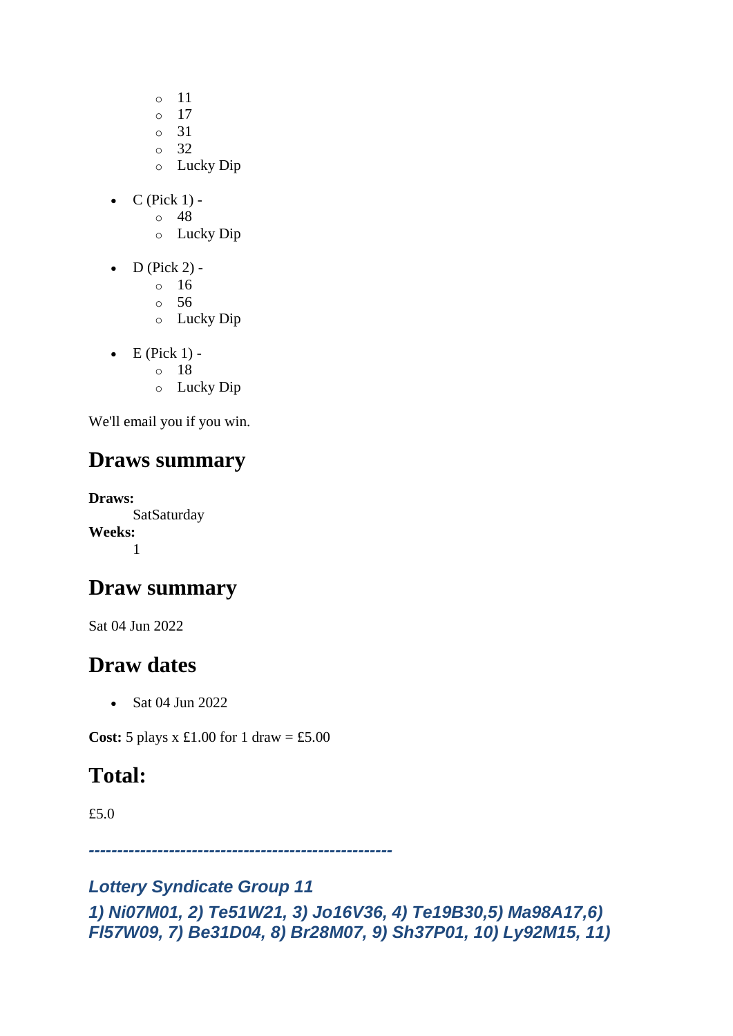- 11
    - 17
    - 31
    - 32
    - Lucky Dip

- C (Pick 1) -
    - 48
    - Lucky Dip
- D (Pick 2) -
    - 16
    - 56
    - Lucky Dip
- E (Pick 1) -
    - 18
    - Lucky Dip

We'll email you if you win.

## Draws summary

**Draws:**
SatSaturday
**Weeks:**
1

## Draw summary

Sat 04 Jun 2022

## Draw dates

- Sat 04 Jun 2022

**Cost:** 5 plays x £1.00 for 1 draw = £5.00

## Total:

£5.0

***----------------------------------------------------***

***Lottery Syndicate Group 11***

***1) Ni07M01, 2) Te51W21, 3) Jo16V36, 4) Te19B30,5) Ma98A17,6) Fl57W09, 7) Be31D04, 8) Br28M07, 9) Sh37P01, 10) Ly92M15, 11)***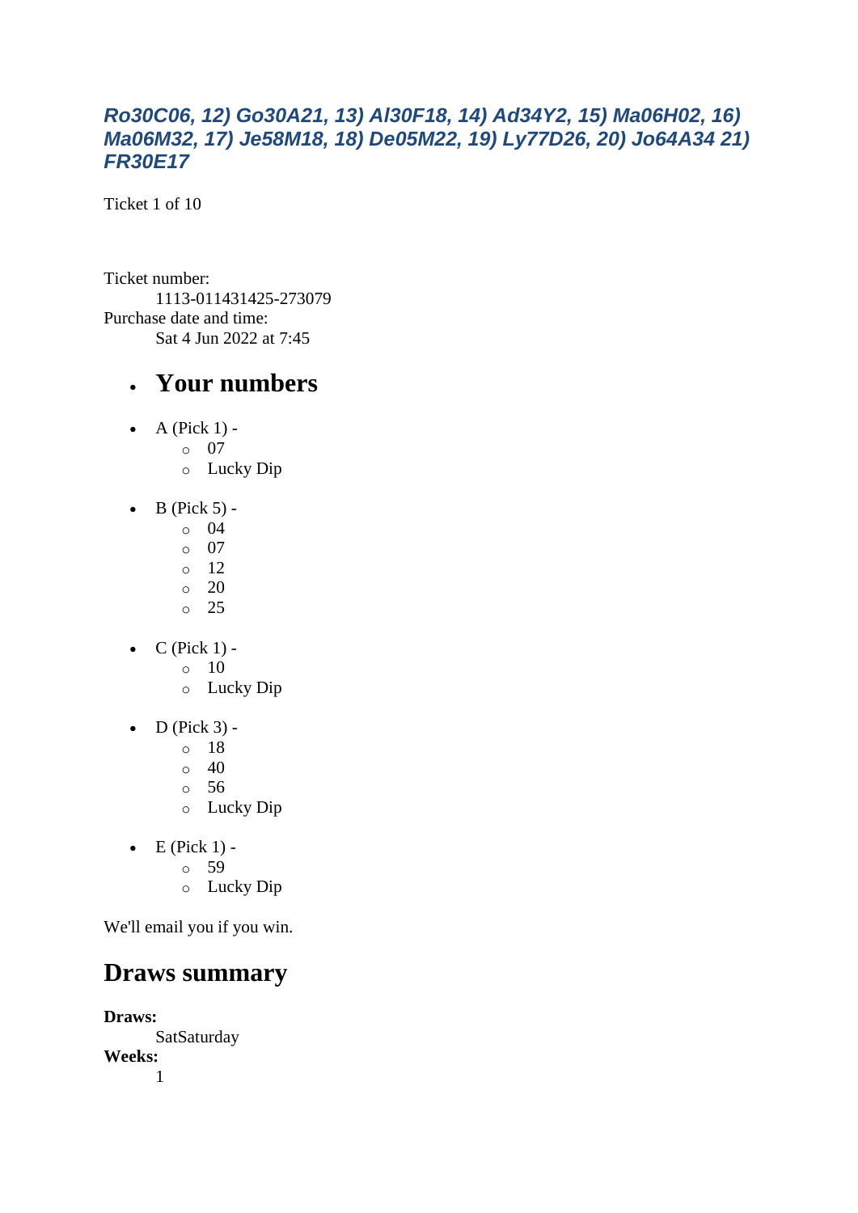***Ro30C06, 12) Go30A21, 13) Al30F18, 14) Ad34Y2, 15) Ma06H02, 16) Ma06M32, 17) Je58M18, 18) De05M22, 19) Ly77D26, 20) Jo64A34 21) FR30E17***

Ticket 1 of 10

Ticket number:
    1113-011431425-273079
Purchase date and time:
    Sat 4 Jun 2022 at 7:45

- # Your numbers

- A (Pick 1) -
    - 07
    - Lucky Dip
- B (Pick 5) -
    - 04
    - 07
    - 12
    - 20
    - 25
- C (Pick 1) -
    - 10
    - Lucky Dip
- D (Pick 3) -
    - 18
    - 40
    - 56
    - Lucky Dip
- E (Pick 1) -
    - 59
    - Lucky Dip

We'll email you if you win.

## Draws summary

**Draws:**
    SatSaturday
**Weeks:**
    1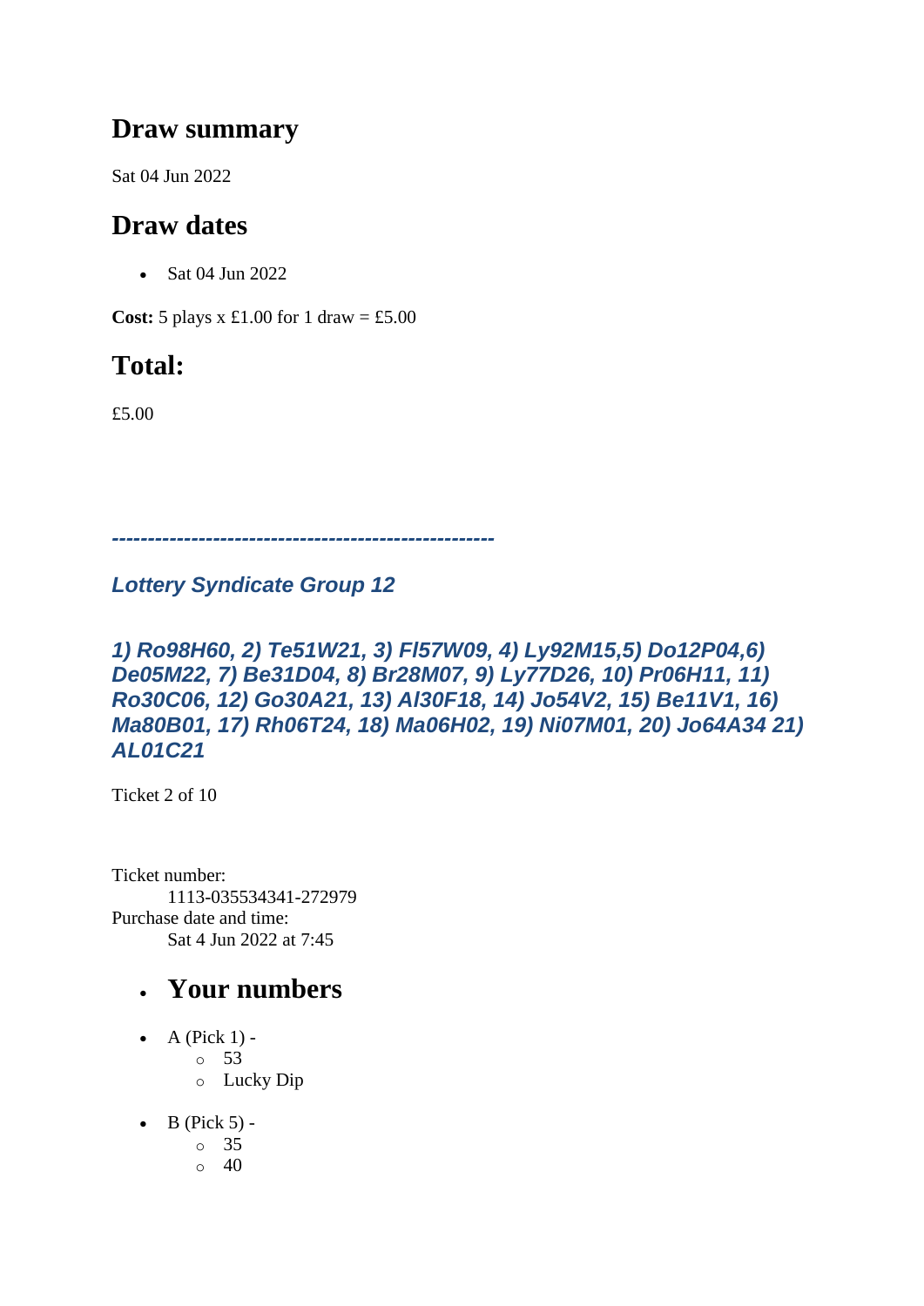## Draw summary

Sat 04 Jun 2022

## Draw dates

- Sat 04 Jun 2022

**Cost:** 5 plays x £1.00 for 1 draw = £5.00

## Total:

£5.00

***-----------------------------------------------------***

### *Lottery Syndicate Group 12*

### *1) Ro98H60, 2) Te51W21, 3) Fl57W09, 4) Ly92M15,5) Do12P04,6) De05M22, 7) Be31D04, 8) Br28M07, 9) Ly77D26, 10) Pr06H11, 11) Ro30C06, 12) Go30A21, 13) Al30F18, 14) Jo54V2, 15) Be11V1, 16) Ma80B01, 17) Rh06T24, 18) Ma06H02, 19) Ni07M01, 20) Jo64A34 21) AL01C21*

Ticket 2 of 10

Ticket number:
    1113-035534341-272979
Purchase date and time:
    Sat 4 Jun 2022 at 7:45

- ## Your numbers

- A (Pick 1) -
  - 53
  - Lucky Dip
- B (Pick 5) -
  - 35
  - 40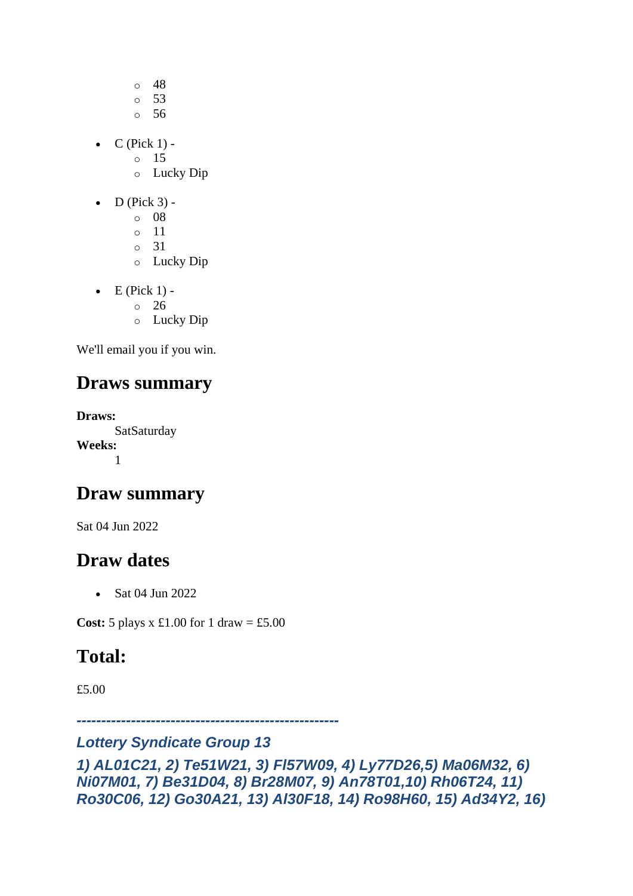- 48
  - 53
  - 56

- C (Pick 1) -
  - 15
  - Lucky Dip

- D (Pick 3) -
  - 08
  - 11
  - 31
  - Lucky Dip

- E (Pick 1) -
  - 26
  - Lucky Dip

We'll email you if you win.

## Draws summary

**Draws:**
SatSaturday
**Weeks:**
1

## Draw summary

Sat 04 Jun 2022

## Draw dates

- Sat 04 Jun 2022

**Cost:** 5 plays x £1.00 for 1 draw = £5.00

## Total:

£5.00

***-----------------------------------------------------***

### *Lottery Syndicate Group 13*

### *1) AL01C21, 2) Te51W21, 3) Fl57W09, 4) Ly77D26,5) Ma06M32, 6) Ni07M01, 7) Be31D04, 8) Br28M07, 9) An78T01,10) Rh06T24, 11) Ro30C06, 12) Go30A21, 13) Al30F18, 14) Ro98H60, 15) Ad34Y2, 16)*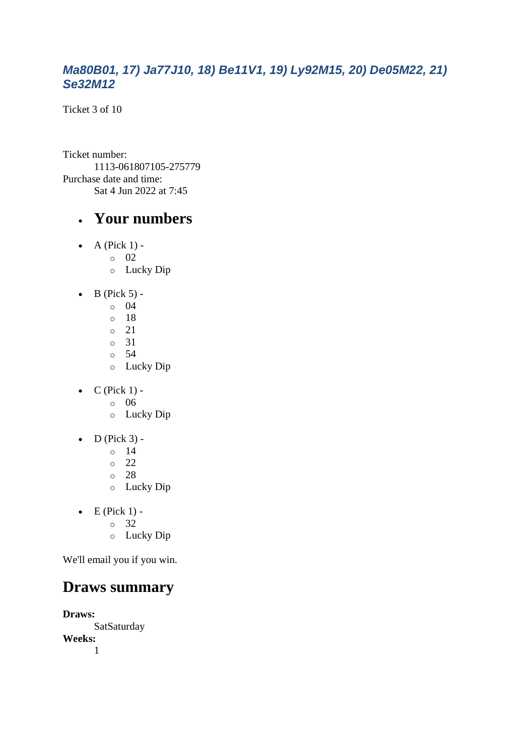### *Ma80B01, 17) Ja77J10, 18) Be11V1, 19) Ly92M15, 20) De05M22, 21) Se32M12*

Ticket 3 of 10

Ticket number:
    1113-061807105-275779
Purchase date and time:
    Sat 4 Jun 2022 at 7:45

- ## Your numbers

- A (Pick 1) -
    - 02
    - Lucky Dip

- B (Pick 5) -
    - 04
    - 18
    - 21
    - 31
    - 54
    - Lucky Dip

- C (Pick 1) -
    - 06
    - Lucky Dip

- D (Pick 3) -
    - 14
    - 22
    - 28
    - Lucky Dip

- E (Pick 1) -
    - 32
    - Lucky Dip

We'll email you if you win.

## Draws summary

**Draws:**
    SatSaturday
**Weeks:**
    1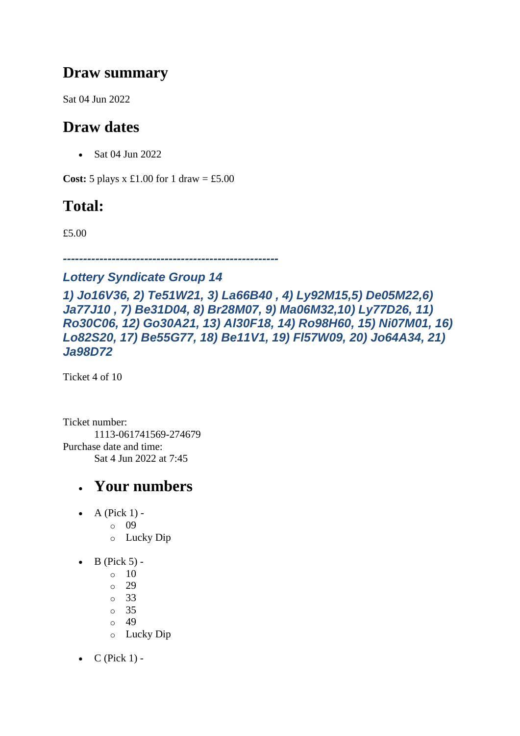## Draw summary

Sat 04 Jun 2022

## Draw dates

- Sat 04 Jun 2022

**Cost:** 5 plays x £1.00 for 1 draw = £5.00

## Total:

£5.00

### *-----------------------------------------------------*

### *Lottery Syndicate Group 14*

### *1) Jo16V36, 2) Te51W21, 3) La66B40 , 4) Ly92M15,5) De05M22,6) Ja77J10 , 7) Be31D04, 8) Br28M07, 9) Ma06M32,10) Ly77D26, 11) Ro30C06, 12) Go30A21, 13) Al30F18, 14) Ro98H60, 15) Ni07M01, 16) Lo82S20, 17) Be55G77, 18) Be11V1, 19) Fl57W09, 20) Jo64A34, 21) Ja98D72*

Ticket 4 of 10

Ticket number:
1113-061741569-274679
Purchase date and time:
Sat 4 Jun 2022 at 7:45

- ## Your numbers

- A (Pick 1) -
  - 09
  - Lucky Dip
- B (Pick 5) -
  - 10
  - 29
  - 33
  - 35
  - 49
  - Lucky Dip
- C (Pick 1) -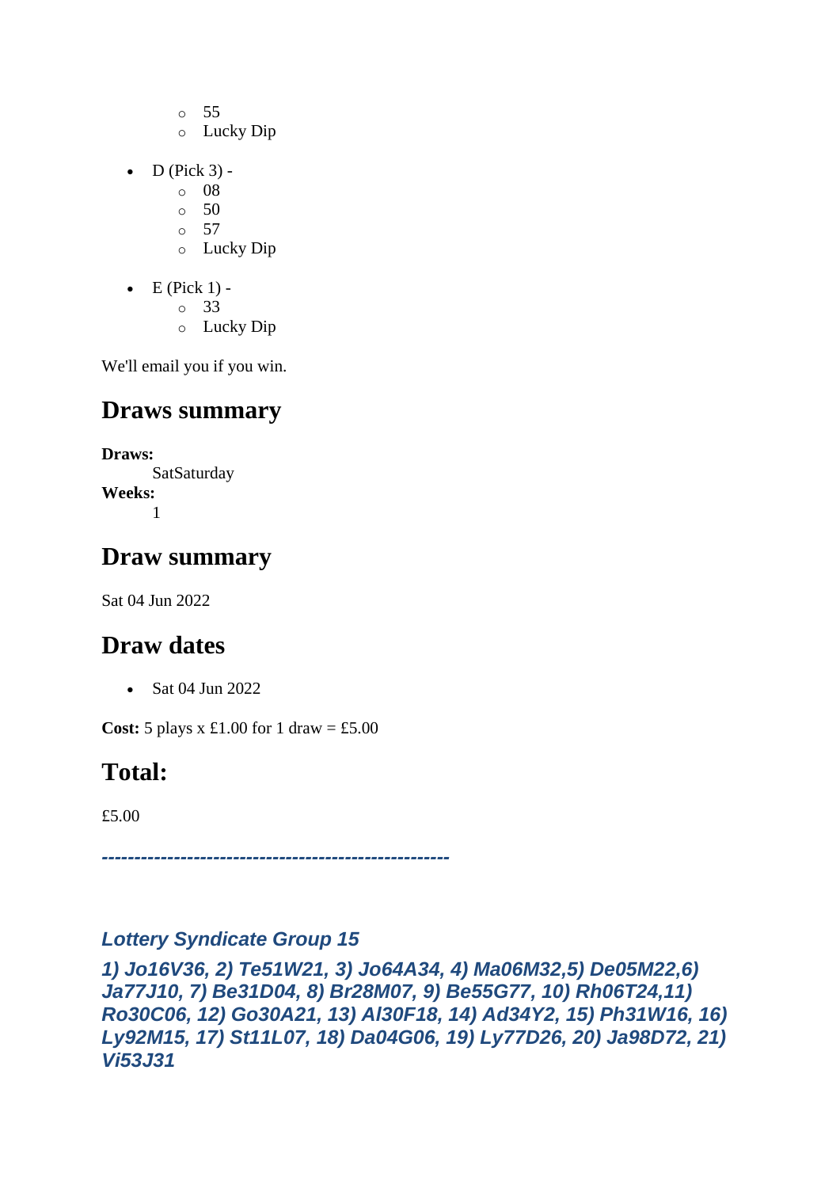- 55
    - Lucky Dip

- D (Pick 3) -
    - 08
    - 50
    - 57
    - Lucky Dip

- E (Pick 1) -
    - 33
    - Lucky Dip

We'll email you if you win.

## Draws summary

**Draws:**
SatSaturday
**Weeks:**
1

## Draw summary

Sat 04 Jun 2022

## Draw dates

- Sat 04 Jun 2022

**Cost:** 5 plays x £1.00 for 1 draw = £5.00

## Total:

£5.00

***-----------------------------------------------------***

***Lottery Syndicate Group 15***

***1) Jo16V36, 2) Te51W21, 3) Jo64A34, 4) Ma06M32,5) De05M22,6) Ja77J10, 7) Be31D04, 8) Br28M07, 9) Be55G77, 10) Rh06T24,11) Ro30C06, 12) Go30A21, 13) Al30F18, 14) Ad34Y2, 15) Ph31W16, 16) Ly92M15, 17) St11L07, 18) Da04G06, 19) Ly77D26, 20) Ja98D72, 21) Vi53J31***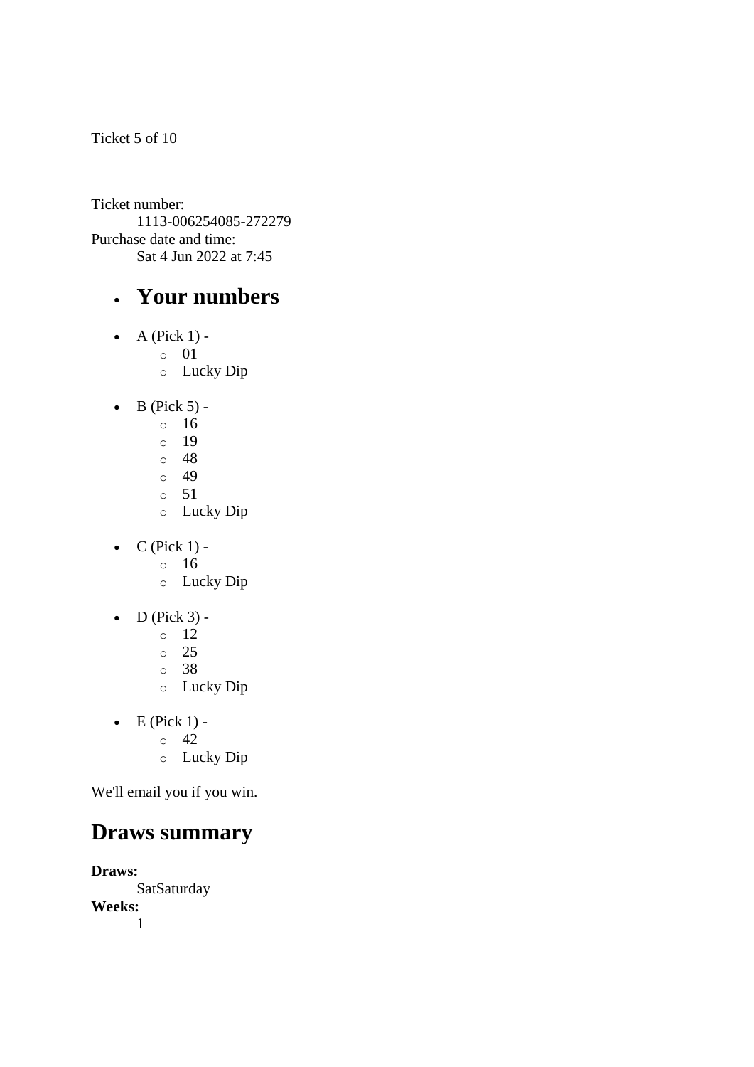Ticket 5 of 10

Ticket number:
    1113-006254085-272279
Purchase date and time:
    Sat 4 Jun 2022 at 7:45

- ## Your numbers

- A (Pick 1) -
  - 01
  - Lucky Dip

- B (Pick 5) -
  - 16
  - 19
  - 48
  - 49
  - 51
  - Lucky Dip

- C (Pick 1) -
  - 16
  - Lucky Dip

- D (Pick 3) -
  - 12
  - 25
  - 38
  - Lucky Dip

- E (Pick 1) -
  - 42
  - Lucky Dip

We'll email you if you win.

## Draws summary

**Draws:**
    SatSaturday
**Weeks:**
    1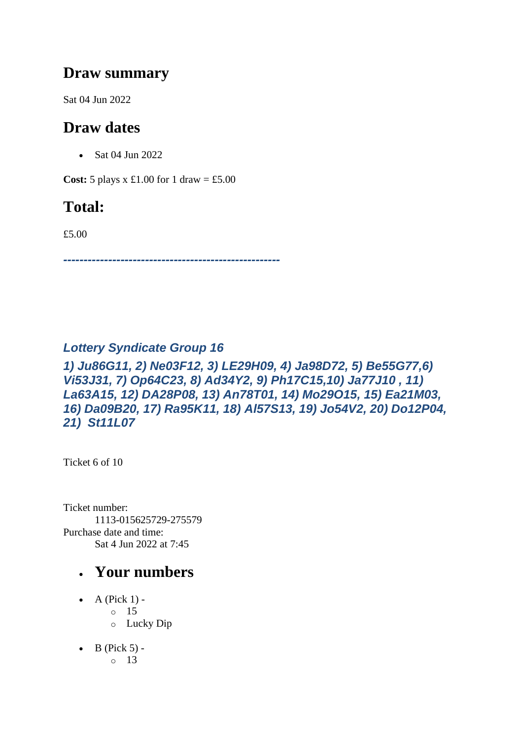## Draw summary

Sat 04 Jun 2022

## Draw dates

- Sat 04 Jun 2022

**Cost:** 5 plays x £1.00 for 1 draw = £5.00

## Total:

£5.00

***-----------------------------------------------------***

***Lottery Syndicate Group 16***

***1) Ju86G11, 2) Ne03F12, 3) LE29H09, 4) Ja98D72, 5) Be55G77,6) Vi53J31, 7) Op64C23, 8) Ad34Y2, 9) Ph17C15,10) Ja77J10 , 11) La63A15, 12) DA28P08, 13) An78T01, 14) Mo29O15, 15) Ea21M03, 16) Da09B20, 17) Ra95K11, 18) Al57S13, 19) Jo54V2, 20) Do12P04, 21) St11L07***

Ticket 6 of 10

Ticket number:
    1113-015625729-275579
Purchase date and time:
    Sat 4 Jun 2022 at 7:45

- ## Your numbers

- A (Pick 1) -
  - 15
  - Lucky Dip
- B (Pick 5) -
  - 13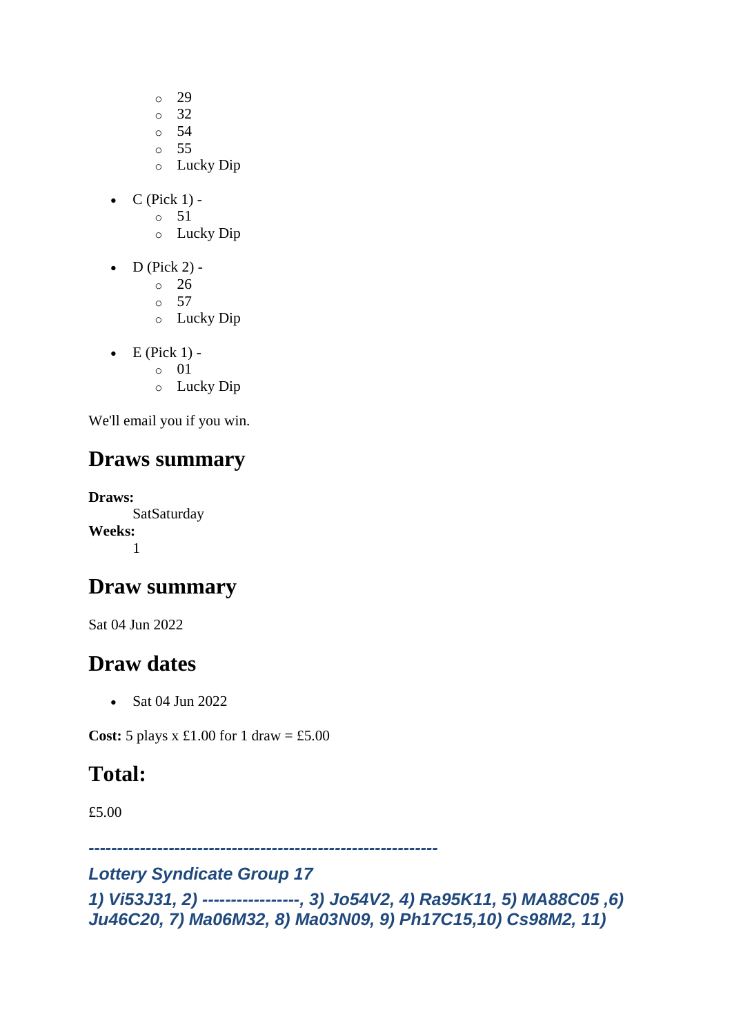- 29
    - 32
    - 54
    - 55
    - Lucky Dip

- C (Pick 1) -
    - 51
    - Lucky Dip
- D (Pick 2) -
    - 26
    - 57
    - Lucky Dip
- E (Pick 1) -
    - 01
    - Lucky Dip

We'll email you if you win.

## Draws summary

**Draws:**
SatSaturday
**Weeks:**
1

## Draw summary

Sat 04 Jun 2022

## Draw dates

- Sat 04 Jun 2022

**Cost:** 5 plays x £1.00 for 1 draw = £5.00

## Total:

£5.00

***------------------------------------------------------------***

***Lottery Syndicate Group 17***

***1) Vi53J31, 2) -----------------, 3) Jo54V2, 4) Ra95K11, 5) MA88C05 ,6) Ju46C20, 7) Ma06M32, 8) Ma03N09, 9) Ph17C15,10) Cs98M2, 11)***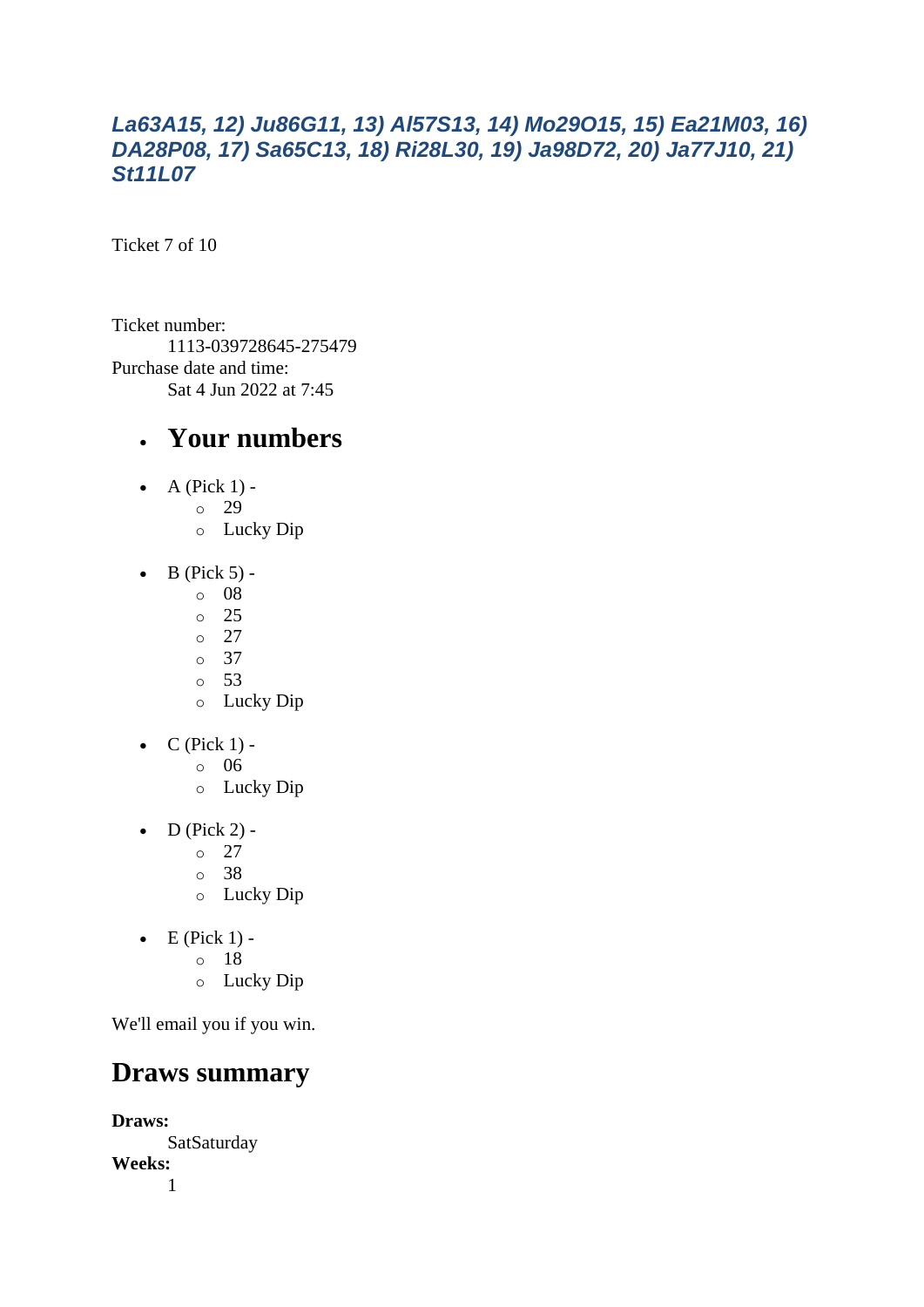*La63A15, 12) Ju86G11, 13) Al57S13, 14) Mo29O15, 15) Ea21M03, 16) DA28P08, 17) Sa65C13, 18) Ri28L30, 19) Ja98D72, 20) Ja77J10, 21) St11L07*

Ticket 7 of 10

Ticket number:
: 1113-039728645-275479

Purchase date and time:
: Sat 4 Jun 2022 at 7:45

- ## Your numbers

- A (Pick 1) -
  - 29
  - Lucky Dip
- B (Pick 5) -
  - 08
  - 25
  - 27
  - 37
  - 53
  - Lucky Dip
- C (Pick 1) -
  - 06
  - Lucky Dip
- D (Pick 2) -
  - 27
  - 38
  - Lucky Dip
- E (Pick 1) -
  - 18
  - Lucky Dip

We'll email you if you win.

## Draws summary

**Draws:**
: SatSaturday

**Weeks:**
: 1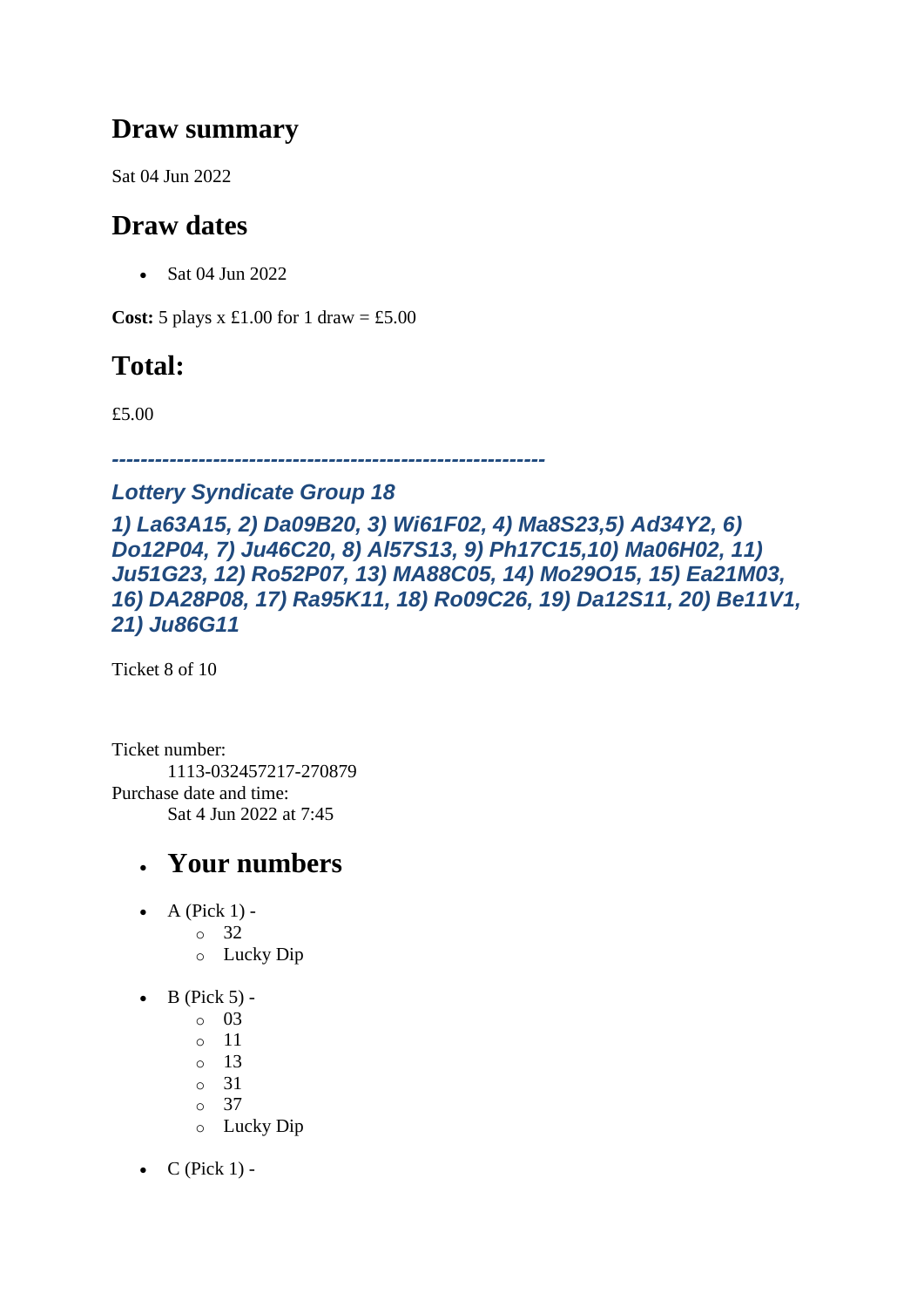## Draw summary

Sat 04 Jun 2022

## Draw dates

- Sat 04 Jun 2022

**Cost:** 5 plays x £1.00 for 1 draw = £5.00

## Total:

£5.00

***------------------------------------------------------------***

### *Lottery Syndicate Group 18*

### *1) La63A15, 2) Da09B20, 3) Wi61F02, 4) Ma8S23,5) Ad34Y2, 6) Do12P04, 7) Ju46C20, 8) Al57S13, 9) Ph17C15,10) Ma06H02, 11) Ju51G23, 12) Ro52P07, 13) MA88C05, 14) Mo29O15, 15) Ea21M03, 16) DA28P08, 17) Ra95K11, 18) Ro09C26, 19) Da12S11, 20) Be11V1, 21) Ju86G11*

Ticket 8 of 10

Ticket number:
    1113-032457217-270879
Purchase date and time:
    Sat 4 Jun 2022 at 7:45

- ## Your numbers

- A (Pick 1) -
  - 32
  - Lucky Dip
- B (Pick 5) -
  - 03
  - 11
  - 13
  - 31
  - 37
  - Lucky Dip
- C (Pick 1) -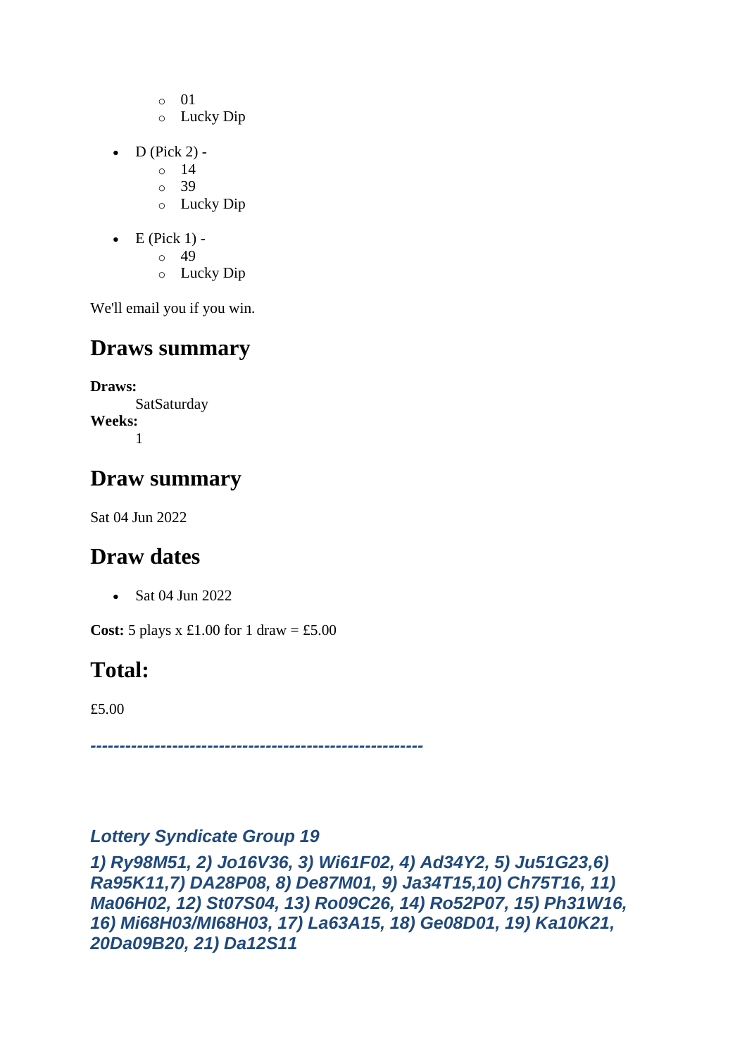- 01
  - Lucky Dip

- D (Pick 2) -
  - 14
  - 39
  - Lucky Dip

- E (Pick 1) -
  - 49
  - Lucky Dip

We'll email you if you win.

## Draws summary

**Draws:**
SatSaturday
**Weeks:**
1

## Draw summary

Sat 04 Jun 2022

## Draw dates

- Sat 04 Jun 2022

**Cost:** 5 plays x £1.00 for 1 draw = £5.00

## Total:

£5.00

***---------------------------------------------------------***

***Lottery Syndicate Group 19***

***1) Ry98M51, 2) Jo16V36, 3) Wi61F02, 4) Ad34Y2, 5) Ju51G23,6) Ra95K11,7) DA28P08, 8) De87M01, 9) Ja34T15,10) Ch75T16, 11) Ma06H02, 12) St07S04, 13) Ro09C26, 14) Ro52P07, 15) Ph31W16, 16) Mi68H03/MI68H03, 17) La63A15, 18) Ge08D01, 19) Ka10K21, 20Da09B20, 21) Da12S11***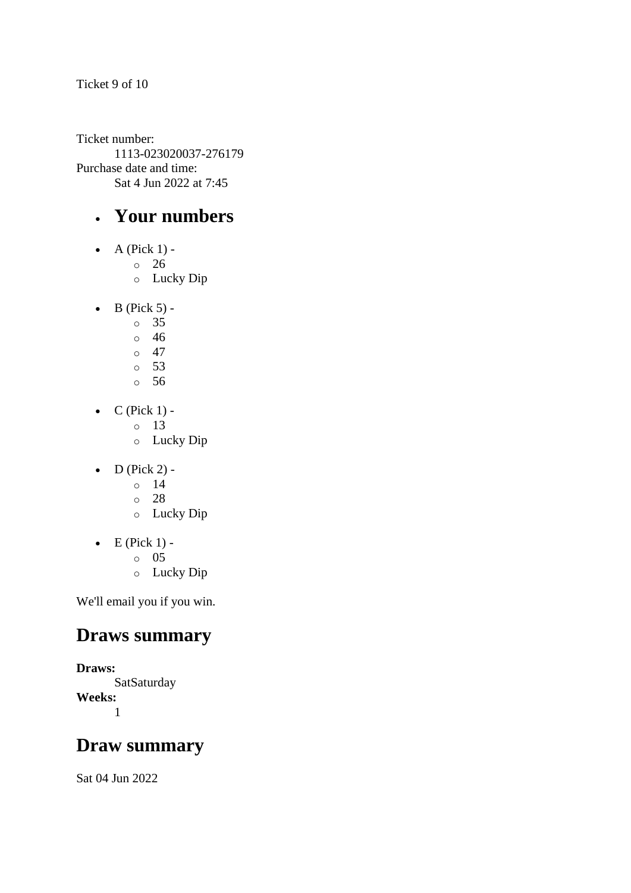Ticket 9 of 10

Ticket number:
    1113-023020037-276179
Purchase date and time:
    Sat 4 Jun 2022 at 7:45

- ## Your numbers

- A (Pick 1) -
  - 26
  - Lucky Dip
- B (Pick 5) -
  - 35
  - 46
  - 47
  - 53
  - 56
- C (Pick 1) -
  - 13
  - Lucky Dip
- D (Pick 2) -
  - 14
  - 28
  - Lucky Dip
- E (Pick 1) -
  - 05
  - Lucky Dip

We'll email you if you win.

## Draws summary

**Draws:**
    SatSaturday
**Weeks:**
    1

## Draw summary

Sat 04 Jun 2022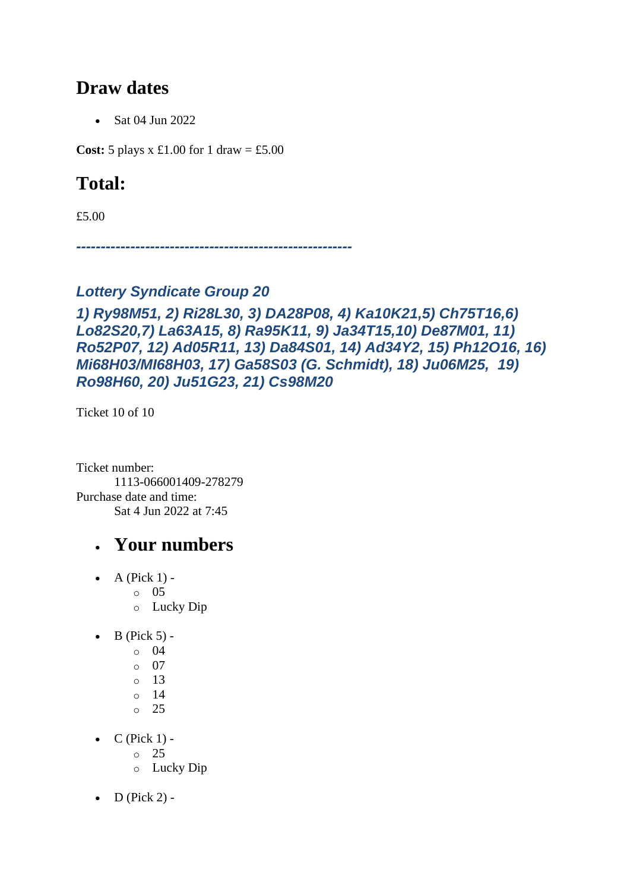## Draw dates

- Sat 04 Jun 2022

**Cost:** 5 plays x £1.00 for 1 draw = £5.00

## Total:

£5.00

***--------------------------------------------------------***

### *Lottery Syndicate Group 20*

### *1) Ry98M51, 2) Ri28L30, 3) DA28P08, 4) Ka10K21,5) Ch75T16,6) Lo82S20,7) La63A15, 8) Ra95K11, 9) Ja34T15,10) De87M01, 11) Ro52P07, 12) Ad05R11, 13) Da84S01, 14) Ad34Y2, 15) Ph12O16, 16) Mi68H03/MI68H03, 17) Ga58S03 (G. Schmidt), 18) Ju06M25, 19) Ro98H60, 20) Ju51G23, 21) Cs98M20*

Ticket 10 of 10

Ticket number:
 1113-066001409-278279
Purchase date and time:
 Sat 4 Jun 2022 at 7:45

- ## Your numbers

- A (Pick 1) -
  - 05
  - Lucky Dip
- B (Pick 5) -
  - 04
  - 07
  - 13
  - 14
  - 25
- C (Pick 1) -
  - 25
  - Lucky Dip
- D (Pick 2) -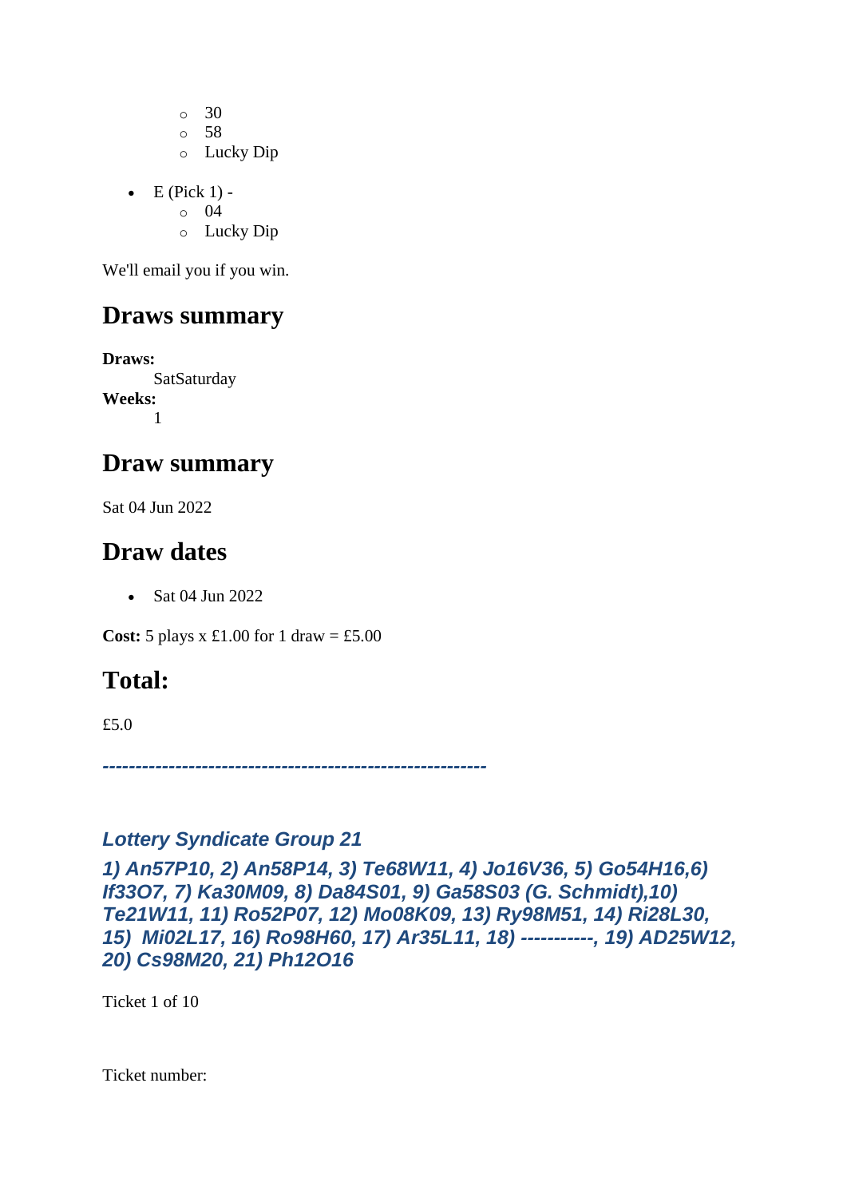- 30
    - 58
    - Lucky Dip

- E (Pick 1) -
    - 04
    - Lucky Dip

We'll email you if you win.

## Draws summary

**Draws:**
SatSaturday
**Weeks:**
1

## Draw summary

Sat 04 Jun 2022

## Draw dates

- Sat 04 Jun 2022

**Cost:** 5 plays x £1.00 for 1 draw = £5.00

## Total:

£5.0

***---------------------------------------------------------***

### *Lottery Syndicate Group 21*

***1) An57P10, 2) An58P14, 3) Te68W11, 4) Jo16V36, 5) Go54H16,6) If33O7, 7) Ka30M09, 8) Da84S01, 9) Ga58S03 (G. Schmidt),10) Te21W11, 11) Ro52P07, 12) Mo08K09, 13) Ry98M51, 14) Ri28L30, 15) Mi02L17, 16) Ro98H60, 17) Ar35L11, 18) -----------, 19) AD25W12, 20) Cs98M20, 21) Ph12O16***

Ticket 1 of 10

Ticket number: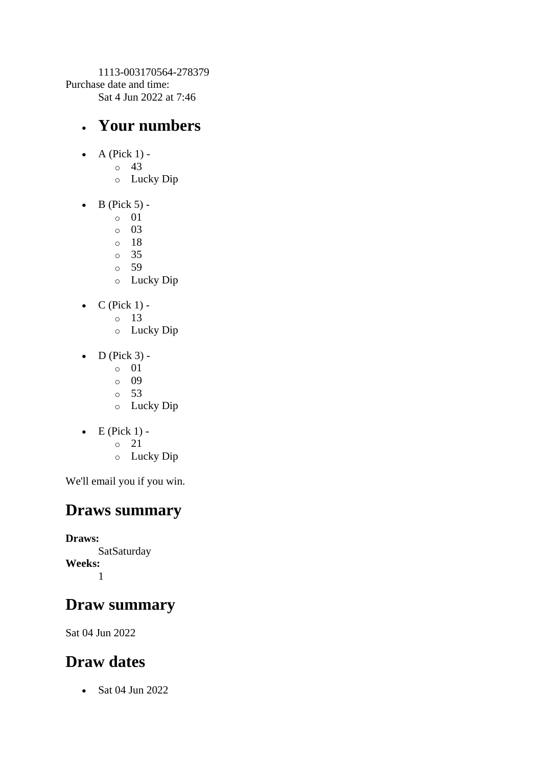1113-003170564-278379

Purchase date and time:

Sat 4 Jun 2022 at 7:46

- ## Your numbers

- A (Pick 1) -
  - 43
  - Lucky Dip
- B (Pick 5) -
  - 01
  - 03
  - 18
  - 35
  - 59
  - Lucky Dip
- C (Pick 1) -
  - 13
  - Lucky Dip
- D (Pick 3) -
  - 01
  - 09
  - 53
  - Lucky Dip
- E (Pick 1) -
  - 21
  - Lucky Dip

We'll email you if you win.

## Draws summary

**Draws:**

SatSaturday

**Weeks:**

1

## Draw summary

Sat 04 Jun 2022

## Draw dates

- Sat 04 Jun 2022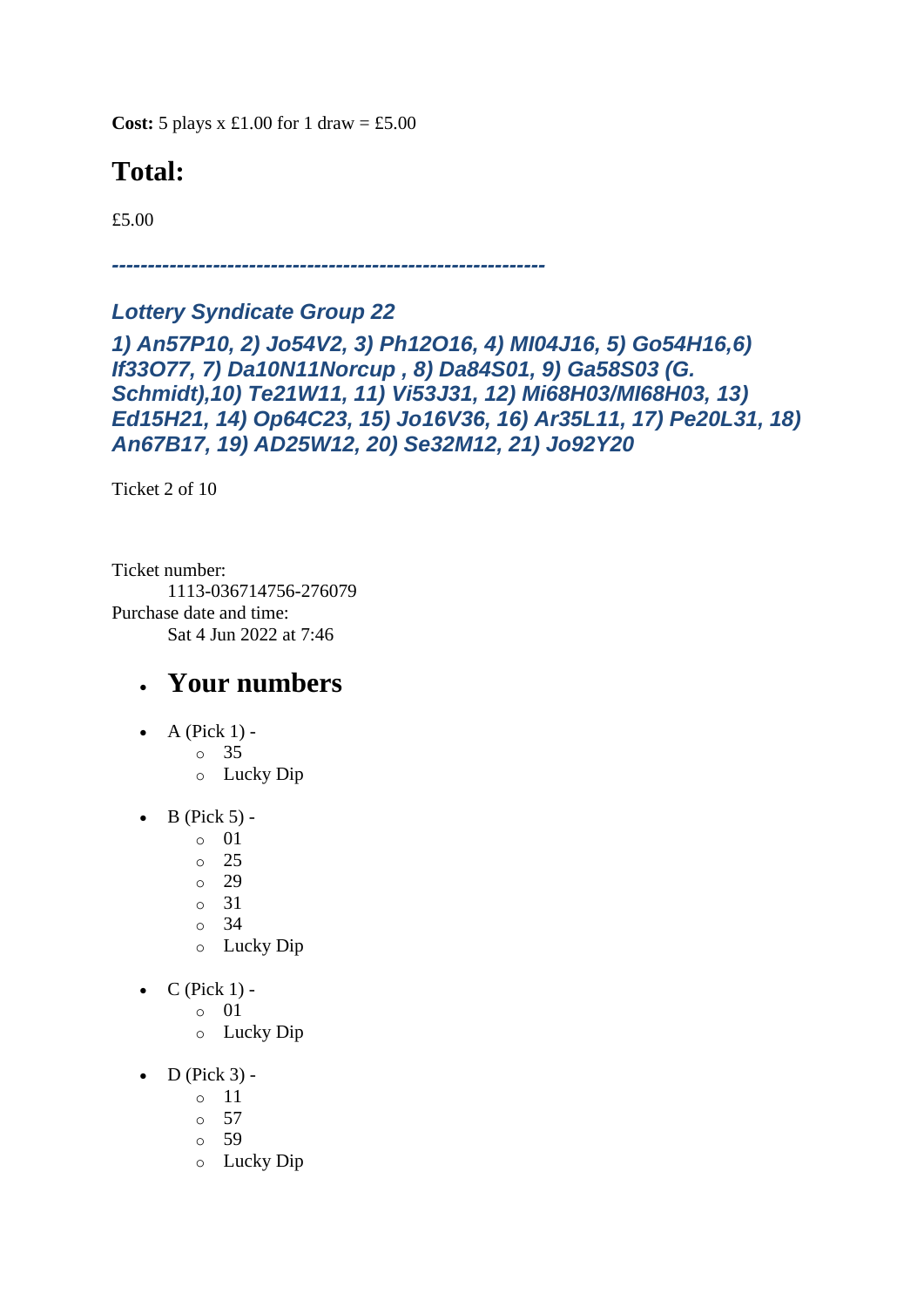**Cost:** 5 plays x £1.00 for 1 draw = £5.00

## Total:

£5.00

***------------------------------------------------------------***

### *Lottery Syndicate Group 22*

### *1) An57P10, 2) Jo54V2, 3) Ph12O16, 4) MI04J16, 5) Go54H16,6) If33O77, 7) Da10N11Norcup , 8) Da84S01, 9) Ga58S03 (G. Schmidt),10) Te21W11, 11) Vi53J31, 12) Mi68H03/MI68H03, 13) Ed15H21, 14) Op64C23, 15) Jo16V36, 16) Ar35L11, 17) Pe20L31, 18) An67B17, 19) AD25W12, 20) Se32M12, 21) Jo92Y20*

Ticket 2 of 10

Ticket number:
    1113-036714756-276079
Purchase date and time:
    Sat 4 Jun 2022 at 7:46

- ## Your numbers

- A (Pick 1) -
  - 35
  - Lucky Dip
- B (Pick 5) -
  - 01
  - 25
  - 29
  - 31
  - 34
  - Lucky Dip
- C (Pick 1) -
  - 01
  - Lucky Dip
- D (Pick 3) -
  - 11
  - 57
  - 59
  - Lucky Dip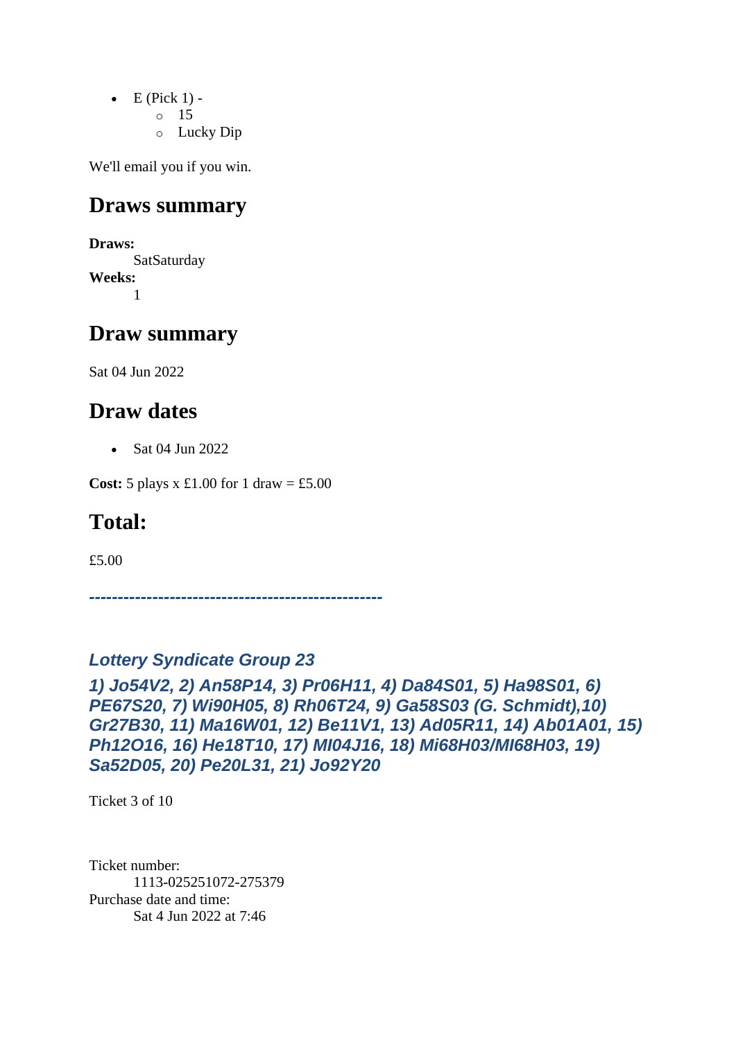- E (Pick 1) -
  - 15
  - Lucky Dip

We'll email you if you win.

## Draws summary

**Draws:**
SatSaturday
**Weeks:**
1

## Draw summary

Sat 04 Jun 2022

## Draw dates

- Sat 04 Jun 2022

**Cost:** 5 plays x £1.00 for 1 draw = £5.00

## Total:

£5.00

***--------------------------------------------------***

***Lottery Syndicate Group 23***

***1) Jo54V2, 2) An58P14, 3) Pr06H11, 4) Da84S01, 5) Ha98S01, 6) PE67S20, 7) Wi90H05, 8) Rh06T24, 9) Ga58S03 (G. Schmidt),10) Gr27B30, 11) Ma16W01, 12) Be11V1, 13) Ad05R11, 14) Ab01A01, 15) Ph12O16, 16) He18T10, 17) Ml04J16, 18) Mi68H03/MI68H03, 19) Sa52D05, 20) Pe20L31, 21) Jo92Y20***

Ticket 3 of 10

Ticket number:
1113-025251072-275379
Purchase date and time:
Sat 4 Jun 2022 at 7:46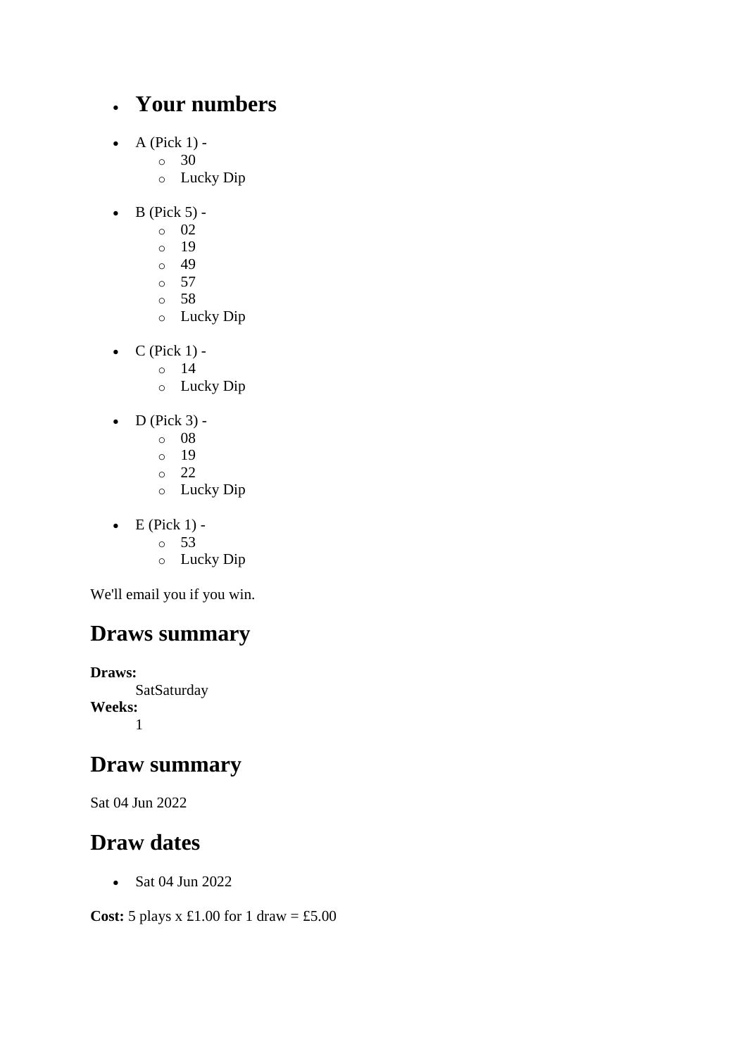- ## Your numbers

- A (Pick 1) -
  - 30
  - Lucky Dip

- B (Pick 5) -
  - 02
  - 19
  - 49
  - 57
  - 58
  - Lucky Dip

- C (Pick 1) -
  - 14
  - Lucky Dip

- D (Pick 3) -
  - 08
  - 19
  - 22
  - Lucky Dip

- E (Pick 1) -
  - 53
  - Lucky Dip

We'll email you if you win.

## Draws summary

**Draws:**
SatSaturday
**Weeks:**
1

## Draw summary

Sat 04 Jun 2022

## Draw dates

- Sat 04 Jun 2022

**Cost:** 5 plays x £1.00 for 1 draw = £5.00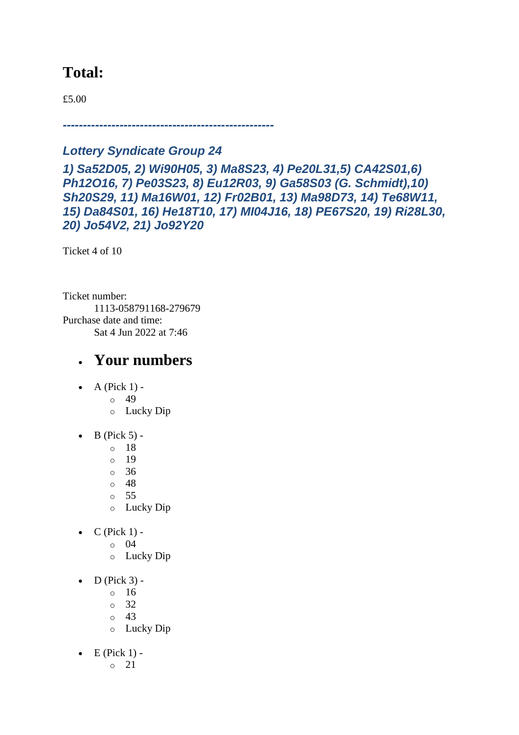## Total:

£5.00

*---------------------------------------------------*

### *Lottery Syndicate Group 24*

### *1) Sa52D05, 2) Wi90H05, 3) Ma8S23, 4) Pe20L31,5) CA42S01,6) Ph12O16, 7) Pe03S23, 8) Eu12R03, 9) Ga58S03 (G. Schmidt),10) Sh20S29, 11) Ma16W01, 12) Fr02B01, 13) Ma98D73, 14) Te68W11, 15) Da84S01, 16) He18T10, 17) MI04J16, 18) PE67S20, 19) Ri28L30, 20) Jo54V2, 21) Jo92Y20*

Ticket 4 of 10

Ticket number:
    1113-058791168-279679
Purchase date and time:
    Sat 4 Jun 2022 at 7:46

- ## Your numbers

- A (Pick 1) -
  - 49
  - Lucky Dip
- B (Pick 5) -
  - 18
  - 19
  - 36
  - 48
  - 55
  - Lucky Dip
- C (Pick 1) -
  - 04
  - Lucky Dip
- D (Pick 3) -
  - 16
  - 32
  - 43
  - Lucky Dip
- E (Pick 1) -
  - 21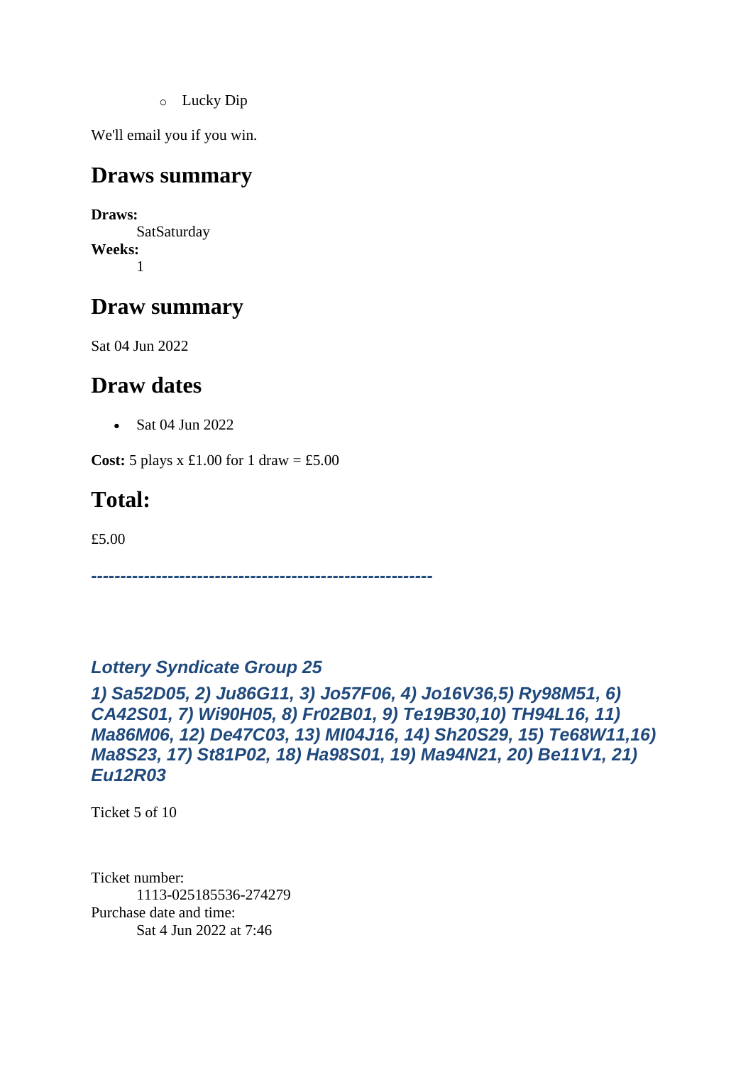- Lucky Dip

We'll email you if you win.

## Draws summary

**Draws:**
SatSaturday
**Weeks:**
1

## Draw summary

Sat 04 Jun 2022

## Draw dates

- Sat 04 Jun 2022

**Cost:** 5 plays x £1.00 for 1 draw = £5.00

## Total:

£5.00

*---------------------------------------------------------*

***Lottery Syndicate Group 25***

***1) Sa52D05, 2) Ju86G11, 3) Jo57F06, 4) Jo16V36,5) Ry98M51, 6) CA42S01, 7) Wi90H05, 8) Fr02B01, 9) Te19B30,10) TH94L16, 11) Ma86M06, 12) De47C03, 13) MI04J16, 14) Sh20S29, 15) Te68W11,16) Ma8S23, 17) St81P02, 18) Ha98S01, 19) Ma94N21, 20) Be11V1, 21) Eu12R03***

Ticket 5 of 10

Ticket number:
1113-025185536-274279
Purchase date and time:
Sat 4 Jun 2022 at 7:46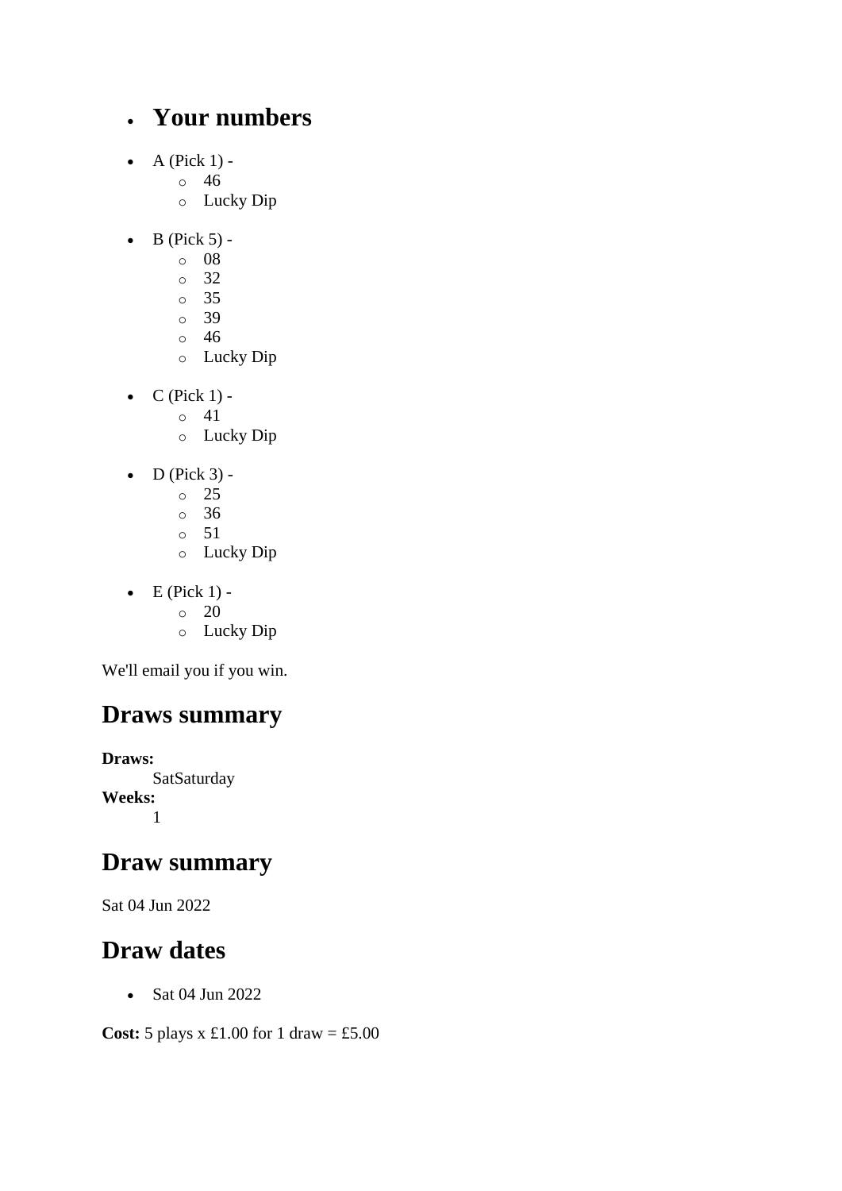- ## Your numbers

- A (Pick 1) -
  - 46
  - Lucky Dip
- B (Pick 5) -
  - 08
  - 32
  - 35
  - 39
  - 46
  - Lucky Dip
- C (Pick 1) -
  - 41
  - Lucky Dip
- D (Pick 3) -
  - 25
  - 36
  - 51
  - Lucky Dip
- E (Pick 1) -
  - 20
  - Lucky Dip

We'll email you if you win.

## Draws summary

**Draws:**
SatSaturday
**Weeks:**
1

## Draw summary

Sat 04 Jun 2022

## Draw dates

- Sat 04 Jun 2022

**Cost:** 5 plays x £1.00 for 1 draw = £5.00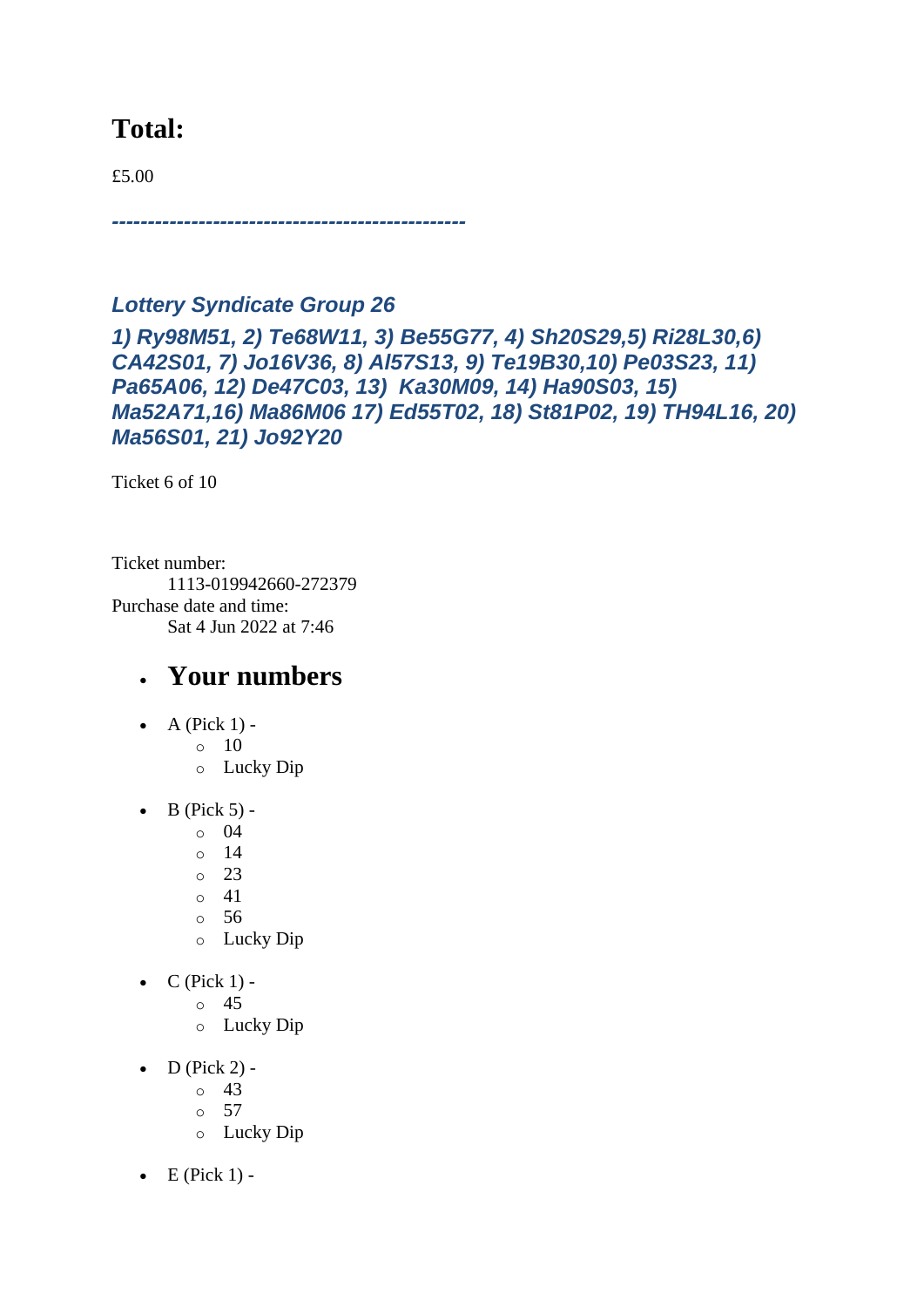## Total:

£5.00

***------------------------------------------------***

### *Lottery Syndicate Group 26*

***1) Ry98M51, 2) Te68W11, 3) Be55G77, 4) Sh20S29,5) Ri28L30,6) CA42S01, 7) Jo16V36, 8) Al57S13, 9) Te19B30,10) Pe03S23, 11) Pa65A06, 12) De47C03, 13)  Ka30M09, 14) Ha90S03, 15) Ma52A71,16) Ma86M06 17) Ed55T02, 18) St81P02, 19) TH94L16, 20) Ma56S01, 21) Jo92Y20***

Ticket 6 of 10

Ticket number:
    1113-019942660-272379
Purchase date and time:
    Sat 4 Jun 2022 at 7:46

- ## Your numbers

- A (Pick 1) -
  - 10
  - Lucky Dip
- B (Pick 5) -
  - 04
  - 14
  - 23
  - 41
  - 56
  - Lucky Dip
- C (Pick 1) -
  - 45
  - Lucky Dip
- D (Pick 2) -
  - 43
  - 57
  - Lucky Dip
- E (Pick 1) -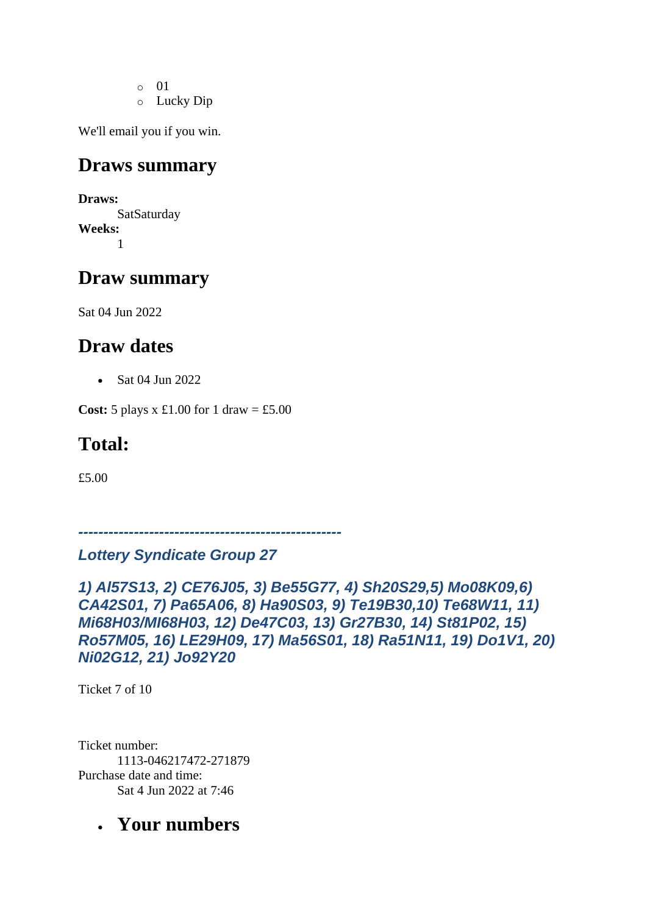- 01
  - Lucky Dip

We'll email you if you win.

## Draws summary

**Draws:**
: SatSaturday

**Weeks:**
: 1

## Draw summary

Sat 04 Jun 2022

## Draw dates

- Sat 04 Jun 2022

**Cost:** 5 plays x £1.00 for 1 draw = £5.00

## Total:

£5.00

***---------------------------------------------------***

***Lottery Syndicate Group 27***

***1) Al57S13, 2) CE76J05, 3) Be55G77, 4) Sh20S29,5) Mo08K09,6) CA42S01, 7) Pa65A06, 8) Ha90S03, 9) Te19B30,10) Te68W11, 11) Mi68H03/MI68H03, 12) De47C03, 13) Gr27B30, 14) St81P02, 15) Ro57M05, 16) LE29H09, 17) Ma56S01, 18) Ra51N11, 19) Do1V1, 20) Ni02G12, 21) Jo92Y20***

Ticket 7 of 10

Ticket number:
: 1113-046217472-271879

Purchase date and time:
: Sat 4 Jun 2022 at 7:46

- ## Your numbers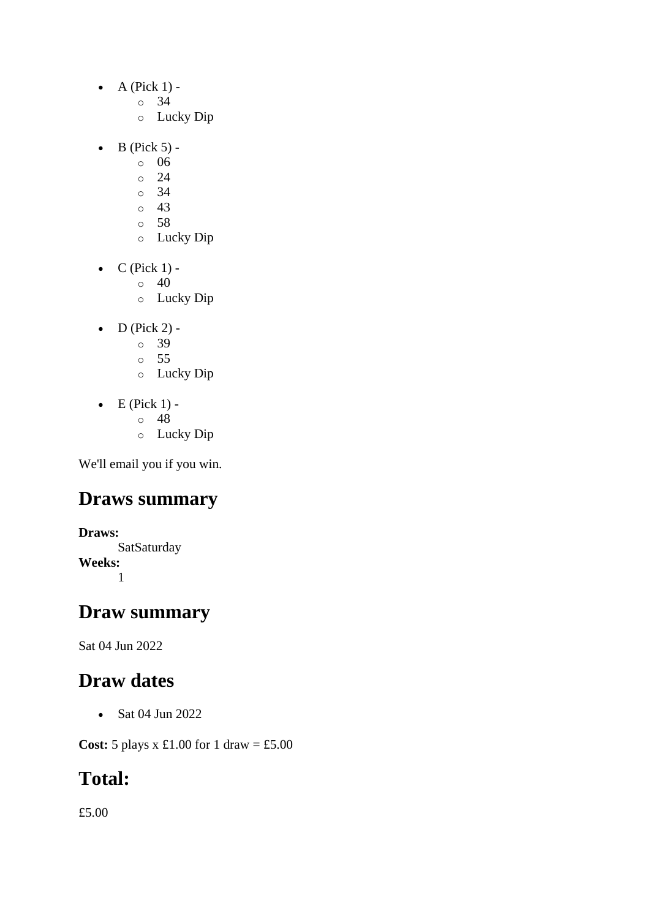- A (Pick 1) -
  - 34
  - Lucky Dip
- B (Pick 5) -
  - 06
  - 24
  - 34
  - 43
  - 58
  - Lucky Dip
- C (Pick 1) -
  - 40
  - Lucky Dip
- D (Pick 2) -
  - 39
  - 55
  - Lucky Dip
- E (Pick 1) -
  - 48
  - Lucky Dip

We'll email you if you win.

## Draws summary

**Draws:**
SatSaturday
**Weeks:**
1

## Draw summary

Sat 04 Jun 2022

## Draw dates

- Sat 04 Jun 2022

**Cost:** 5 plays x £1.00 for 1 draw = £5.00

## Total:

£5.00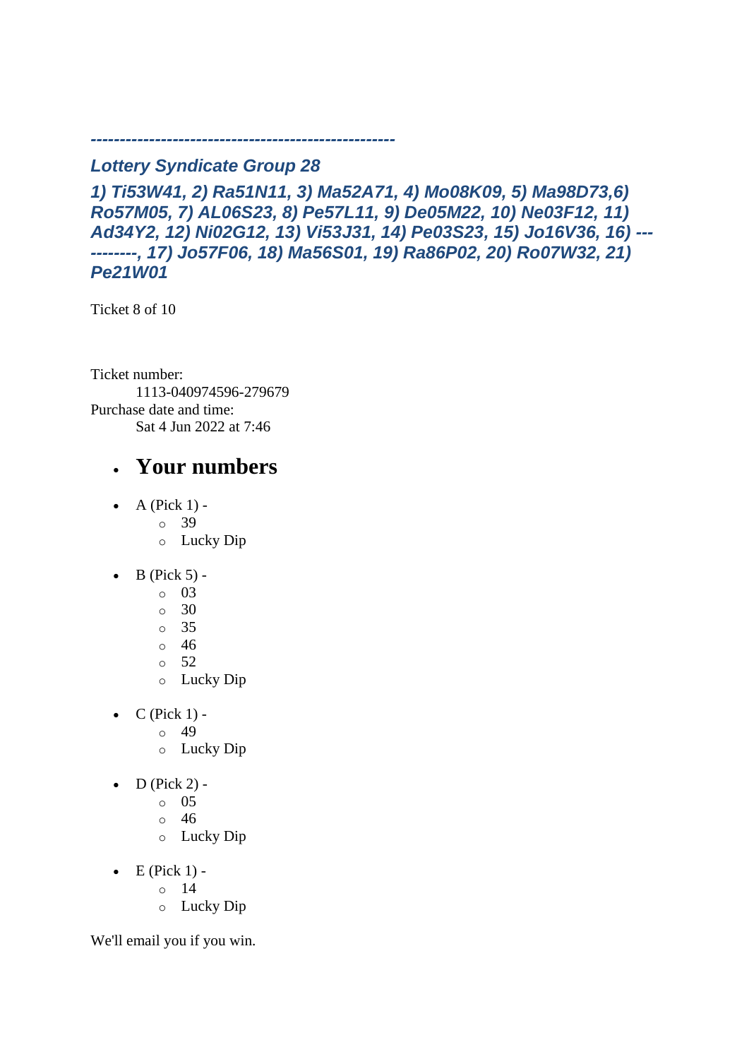***---------------------------------------------------***

### *Lottery Syndicate Group 28*

### *1) Ti53W41, 2) Ra51N11, 3) Ma52A71, 4) Mo08K09, 5) Ma98D73,6) Ro57M05, 7) AL06S23, 8) Pe57L11, 9) De05M22, 10) Ne03F12, 11) Ad34Y2, 12) Ni02G12, 13) Vi53J31, 14) Pe03S23, 15) Jo16V36, 16) -----------, 17) Jo57F06, 18) Ma56S01, 19) Ra86P02, 20) Ro07W32, 21) Pe21W01*

Ticket 8 of 10

Ticket number:
    1113-040974596-279679
Purchase date and time:
    Sat 4 Jun 2022 at 7:46

- ## Your numbers

- A (Pick 1) -
  - 39
  - Lucky Dip
- B (Pick 5) -
  - 03
  - 30
  - 35
  - 46
  - 52
  - Lucky Dip
- C (Pick 1) -
  - 49
  - Lucky Dip
- D (Pick 2) -
  - 05
  - 46
  - Lucky Dip
- E (Pick 1) -
  - 14
  - Lucky Dip

We'll email you if you win.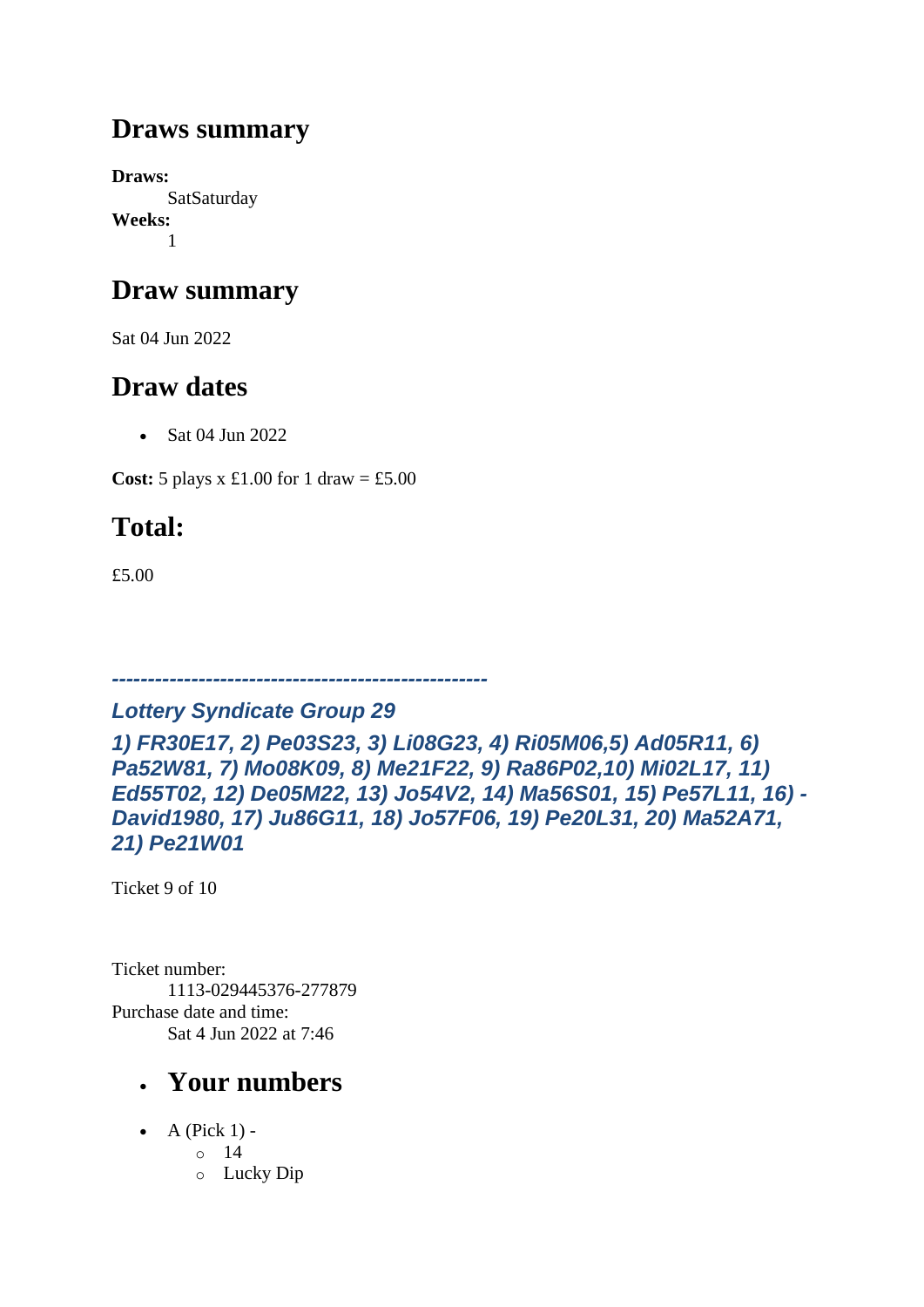## Draws summary

**Draws:**
SatSaturday
**Weeks:**
1

## Draw summary

Sat 04 Jun 2022

## Draw dates

- Sat 04 Jun 2022

**Cost:** 5 plays x £1.00 for 1 draw = £5.00

## Total:

£5.00

***----------------------------------------------------***

### *Lottery Syndicate Group 29*

### *1) FR30E17, 2) Pe03S23, 3) Li08G23, 4) Ri05M06,5) Ad05R11, 6) Pa52W81, 7) Mo08K09, 8) Me21F22, 9) Ra86P02,10) Mi02L17, 11) Ed55T02, 12) De05M22, 13) Jo54V2, 14) Ma56S01, 15) Pe57L11, 16) - David1980, 17) Ju86G11, 18) Jo57F06, 19) Pe20L31, 20) Ma52A71, 21) Pe21W01*

Ticket 9 of 10

Ticket number:
1113-029445376-277879
Purchase date and time:
Sat 4 Jun 2022 at 7:46

- ## Your numbers

- A (Pick 1) -
  - 14
  - Lucky Dip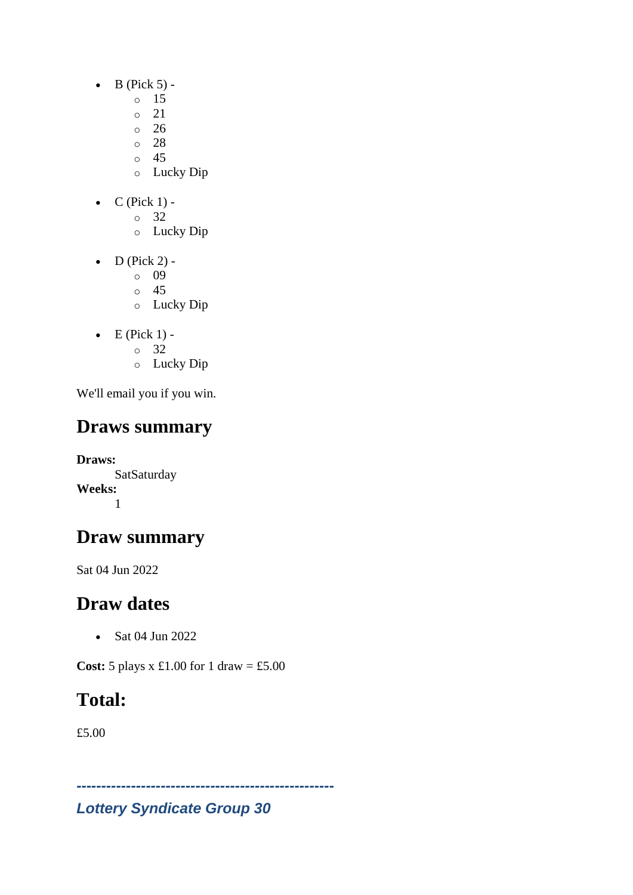- B (Pick 5) -
  - 15
  - 21
  - 26
  - 28
  - 45
  - Lucky Dip

- C (Pick 1) -
  - 32
  - Lucky Dip

- D (Pick 2) -
  - 09
  - 45
  - Lucky Dip

- E (Pick 1) -
  - 32
  - Lucky Dip

We'll email you if you win.

## Draws summary

**Draws:**
SatSaturday
**Weeks:**
1

## Draw summary

Sat 04 Jun 2022

## Draw dates

- Sat 04 Jun 2022

**Cost:** 5 plays x £1.00 for 1 draw = £5.00

## Total:

£5.00

***---------------------------------------------------***

***Lottery Syndicate Group 30***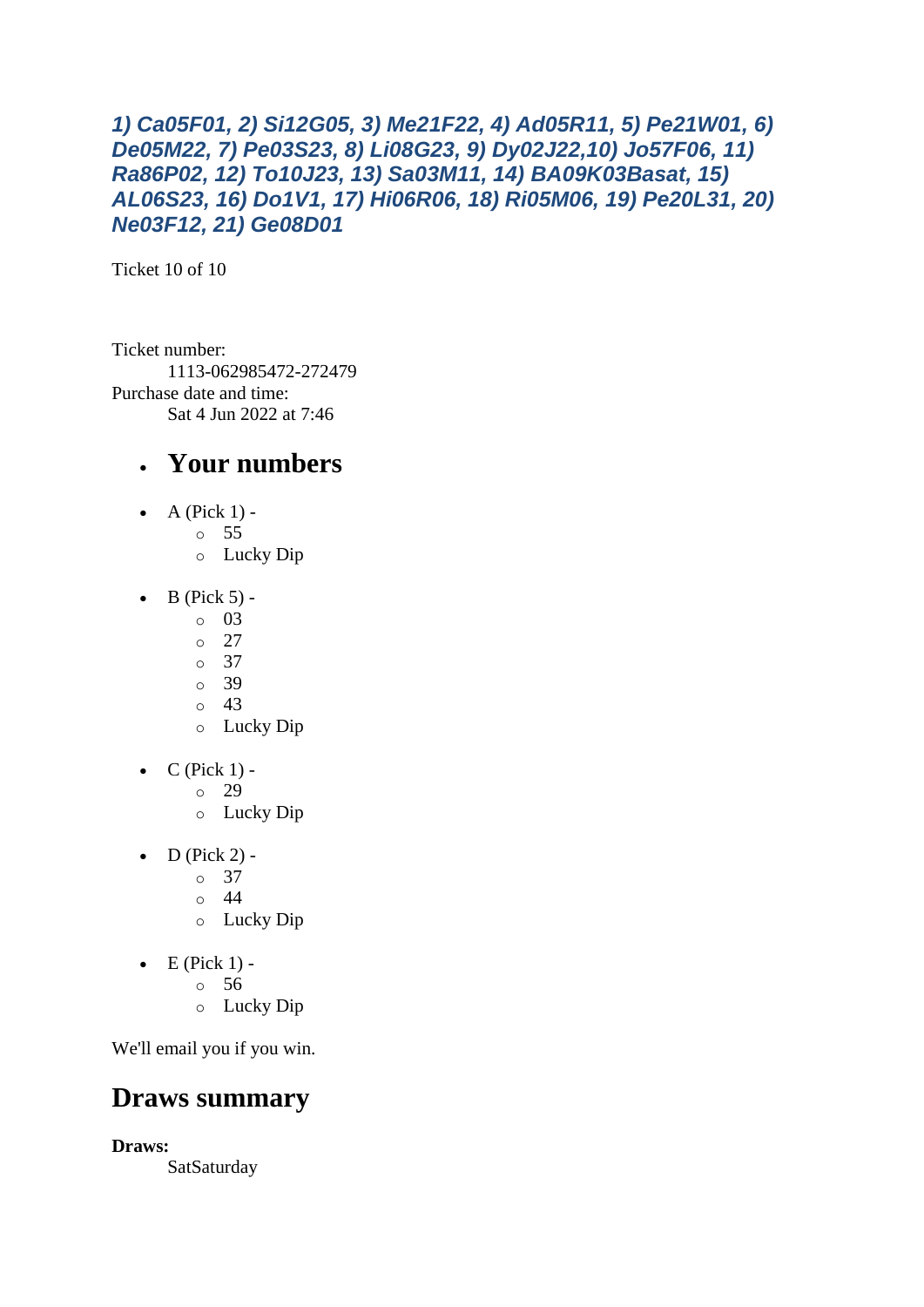***1) Ca05F01, 2) Si12G05, 3) Me21F22, 4) Ad05R11, 5) Pe21W01, 6) De05M22, 7) Pe03S23, 8) Li08G23, 9) Dy02J22,10) Jo57F06, 11) Ra86P02, 12) To10J23, 13) Sa03M11, 14) BA09K03Basat, 15) AL06S23, 16) Do1V1, 17) Hi06R06, 18) Ri05M06, 19) Pe20L31, 20) Ne03F12, 21) Ge08D01***

Ticket 10 of 10

Ticket number:
1113-062985472-272479

Purchase date and time:
Sat 4 Jun 2022 at 7:46

- ## Your numbers

- A (Pick 1) -
  - 55
  - Lucky Dip
- B (Pick 5) -
  - 03
  - 27
  - 37
  - 39
  - 43
  - Lucky Dip
- C (Pick 1) -
  - 29
  - Lucky Dip
- D (Pick 2) -
  - 37
  - 44
  - Lucky Dip
- E (Pick 1) -
  - 56
  - Lucky Dip

We'll email you if you win.

## Draws summary

**Draws:**
SatSaturday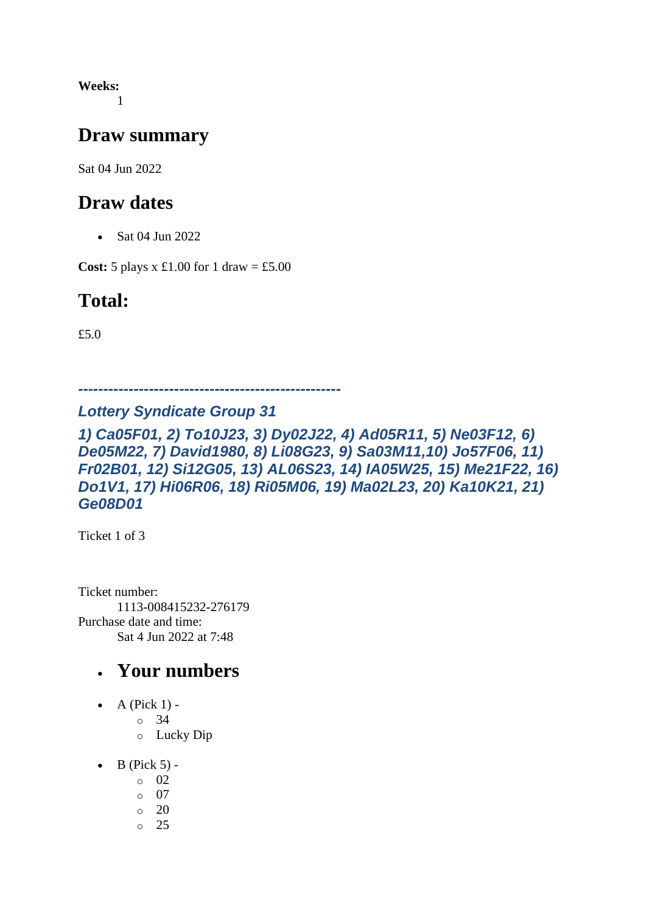**Weeks:**
1

## Draw summary

Sat 04 Jun 2022

## Draw dates

- Sat 04 Jun 2022

**Cost:** 5 plays x £1.00 for 1 draw = £5.00

## Total:

£5.0

---

### *Lottery Syndicate Group 31*

### *1) Ca05F01, 2) To10J23, 3) Dy02J22, 4) Ad05R11, 5) Ne03F12, 6) De05M22, 7) David1980, 8) Li08G23, 9) Sa03M11,10) Jo57F06, 11) Fr02B01, 12) Si12G05, 13) AL06S23, 14) IA05W25, 15) Me21F22, 16) Do1V1, 17) Hi06R06, 18) Ri05M06, 19) Ma02L23, 20) Ka10K21, 21) Ge08D01*

Ticket 1 of 3

Ticket number:
1113-008415232-276179
Purchase date and time:
Sat 4 Jun 2022 at 7:48

- ## Your numbers

- A (Pick 1) -
  - 34
  - Lucky Dip
- B (Pick 5) -
  - 02
  - 07
  - 20
  - 25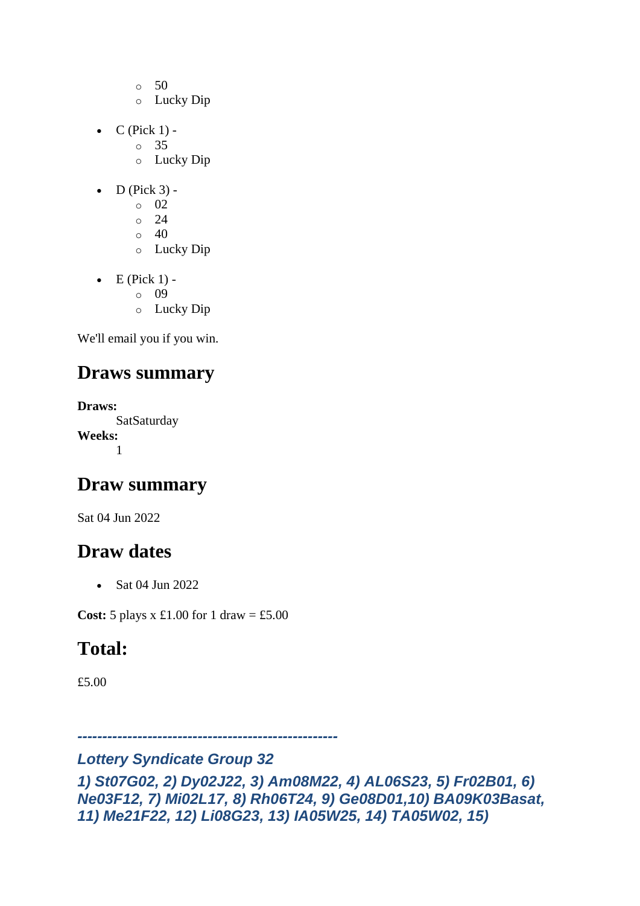- 50
    - Lucky Dip

- C (Pick 1) -
    - 35
    - Lucky Dip

- D (Pick 3) -
    - 02
    - 24
    - 40
    - Lucky Dip

- E (Pick 1) -
    - 09
    - Lucky Dip

We'll email you if you win.

## Draws summary

**Draws:**
SatSaturday

**Weeks:**
1

## Draw summary

Sat 04 Jun 2022

## Draw dates

- Sat 04 Jun 2022

**Cost:** 5 plays x £1.00 for 1 draw = £5.00

## Total:

£5.00

***---------------------------------------------------***

***Lottery Syndicate Group 32***

***1) St07G02, 2) Dy02J22, 3) Am08M22, 4) AL06S23, 5) Fr02B01, 6) Ne03F12, 7) Mi02L17, 8) Rh06T24, 9) Ge08D01,10) BA09K03Basat, 11) Me21F22, 12) Li08G23, 13) IA05W25, 14) TA05W02, 15)***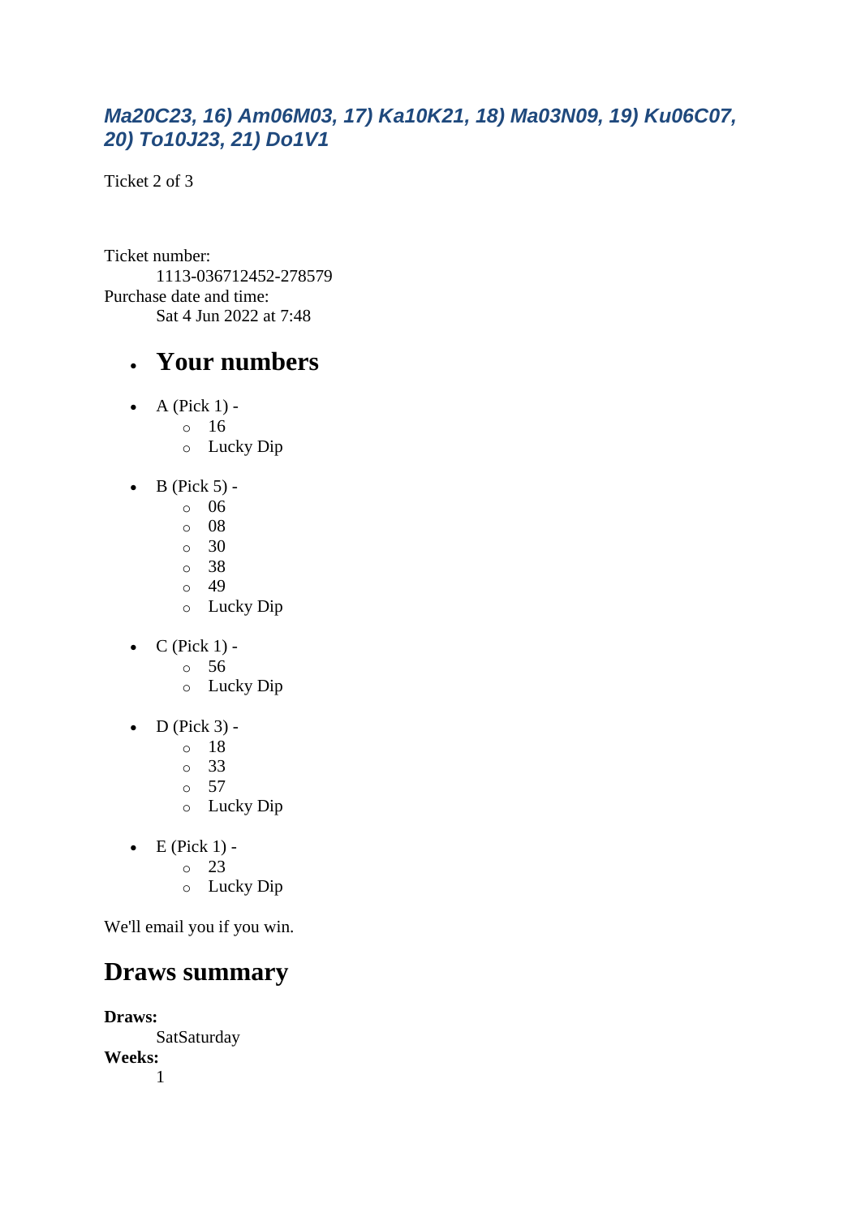### *Ma20C23, 16) Am06M03, 17) Ka10K21, 18) Ma03N09, 19) Ku06C07, 20) To10J23, 21) Do1V1*

Ticket 2 of 3

Ticket number:
    1113-036712452-278579
Purchase date and time:
    Sat 4 Jun 2022 at 7:48

- ## Your numbers

- A (Pick 1) -
    - 16
    - Lucky Dip
- B (Pick 5) -
    - 06
    - 08
    - 30
    - 38
    - 49
    - Lucky Dip
- C (Pick 1) -
    - 56
    - Lucky Dip
- D (Pick 3) -
    - 18
    - 33
    - 57
    - Lucky Dip
- E (Pick 1) -
    - 23
    - Lucky Dip

We'll email you if you win.

## Draws summary

**Draws:**
    SatSaturday
**Weeks:**
    1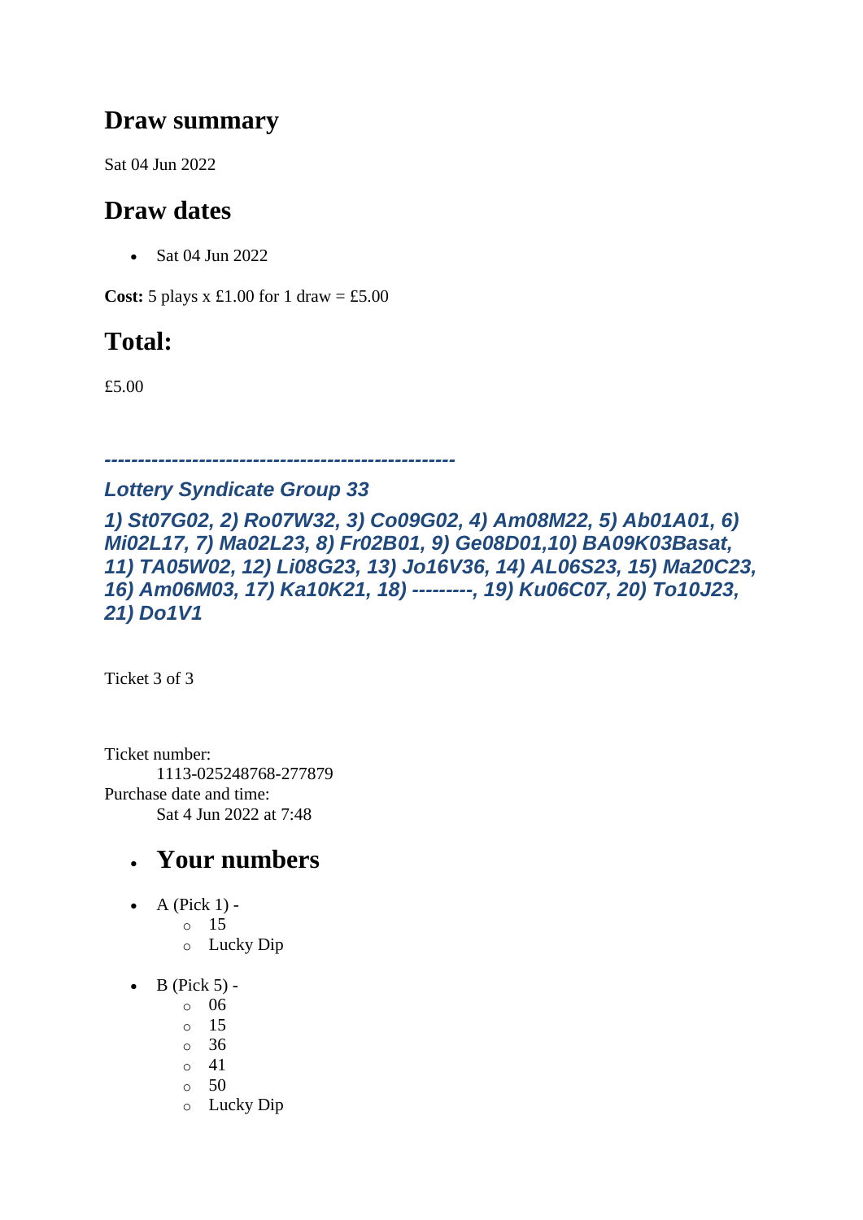## Draw summary

Sat 04 Jun 2022

## Draw dates

- Sat 04 Jun 2022

**Cost:** 5 plays x £1.00 for 1 draw = £5.00

## Total:

£5.00

***-----------------------------------------------------***

### *Lottery Syndicate Group 33*

### *1) St07G02, 2) Ro07W32, 3) Co09G02, 4) Am08M22, 5) Ab01A01, 6) Mi02L17, 7) Ma02L23, 8) Fr02B01, 9) Ge08D01,10) BA09K03Basat, 11) TA05W02, 12) Li08G23, 13) Jo16V36, 14) AL06S23, 15) Ma20C23, 16) Am06M03, 17) Ka10K21, 18) ---------, 19) Ku06C07, 20) To10J23, 21) Do1V1*

Ticket 3 of 3

Ticket number:
    1113-025248768-277879
Purchase date and time:
    Sat 4 Jun 2022 at 7:48

- ## Your numbers

- A (Pick 1) -
  - 15
  - Lucky Dip

- B (Pick 5) -
  - 06
  - 15
  - 36
  - 41
  - 50
  - Lucky Dip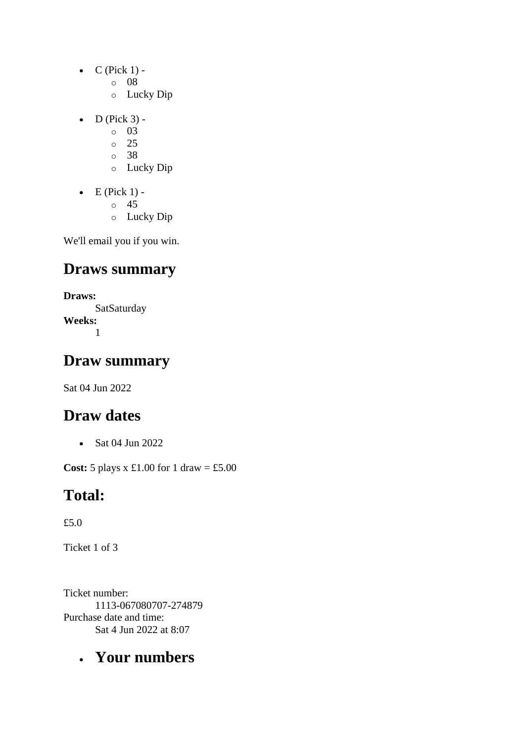- C (Pick 1) -
    - 08
    - Lucky Dip

- D (Pick 3) -
    - 03
    - 25
    - 38
    - Lucky Dip

- E (Pick 1) -
    - 45
    - Lucky Dip

We'll email you if you win.

## Draws summary

**Draws:**
    SatSaturday
**Weeks:**
    1

## Draw summary

Sat 04 Jun 2022

## Draw dates

- Sat 04 Jun 2022

**Cost:** 5 plays x £1.00 for 1 draw = £5.00

## Total:

£5.0

Ticket 1 of 3

Ticket number:
    1113-067080707-274879
Purchase date and time:
    Sat 4 Jun 2022 at 8:07

- ## Your numbers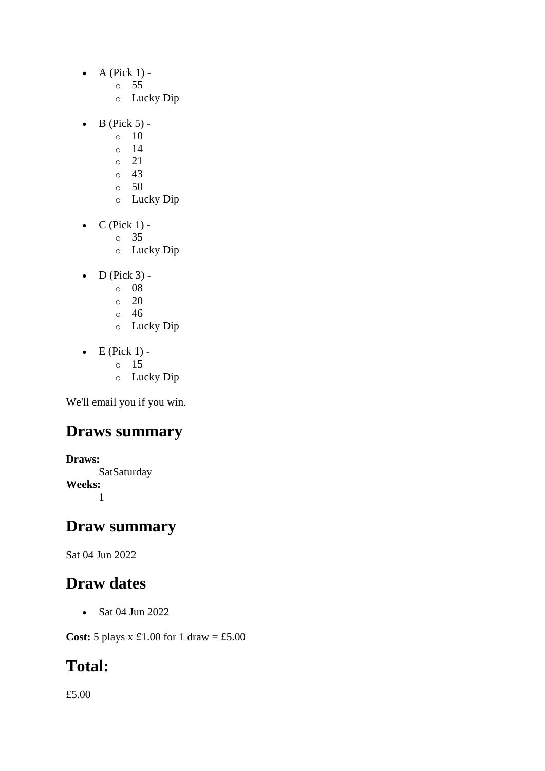- A (Pick 1) -
  - 55
  - Lucky Dip
- B (Pick 5) -
  - 10
  - 14
  - 21
  - 43
  - 50
  - Lucky Dip
- C (Pick 1) -
  - 35
  - Lucky Dip
- D (Pick 3) -
  - 08
  - 20
  - 46
  - Lucky Dip
- E (Pick 1) -
  - 15
  - Lucky Dip

We'll email you if you win.

## Draws summary

**Draws:**
SatSaturday
**Weeks:**
1

## Draw summary

Sat 04 Jun 2022

## Draw dates

- Sat 04 Jun 2022

**Cost:** 5 plays x £1.00 for 1 draw = £5.00

## Total:

£5.00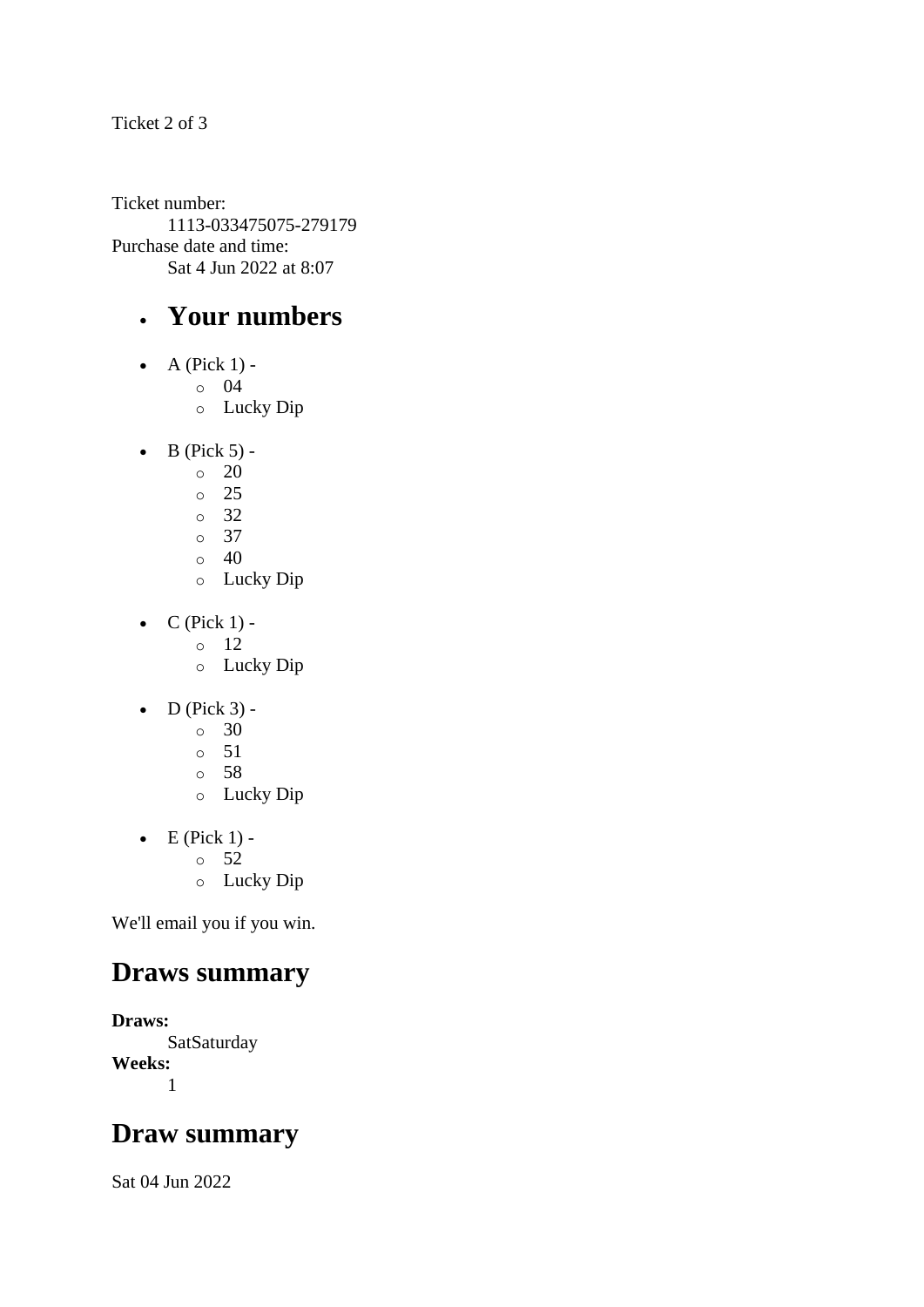Ticket 2 of 3

Ticket number:
    1113-033475075-279179
Purchase date and time:
    Sat 4 Jun 2022 at 8:07

- ## Your numbers

- A (Pick 1) -
  - 04
  - Lucky Dip
- B (Pick 5) -
  - 20
  - 25
  - 32
  - 37
  - 40
  - Lucky Dip
- C (Pick 1) -
  - 12
  - Lucky Dip
- D (Pick 3) -
  - 30
  - 51
  - 58
  - Lucky Dip
- E (Pick 1) -
  - 52
  - Lucky Dip

We'll email you if you win.

## Draws summary

**Draws:**
    SatSaturday
**Weeks:**
    1

## Draw summary

Sat 04 Jun 2022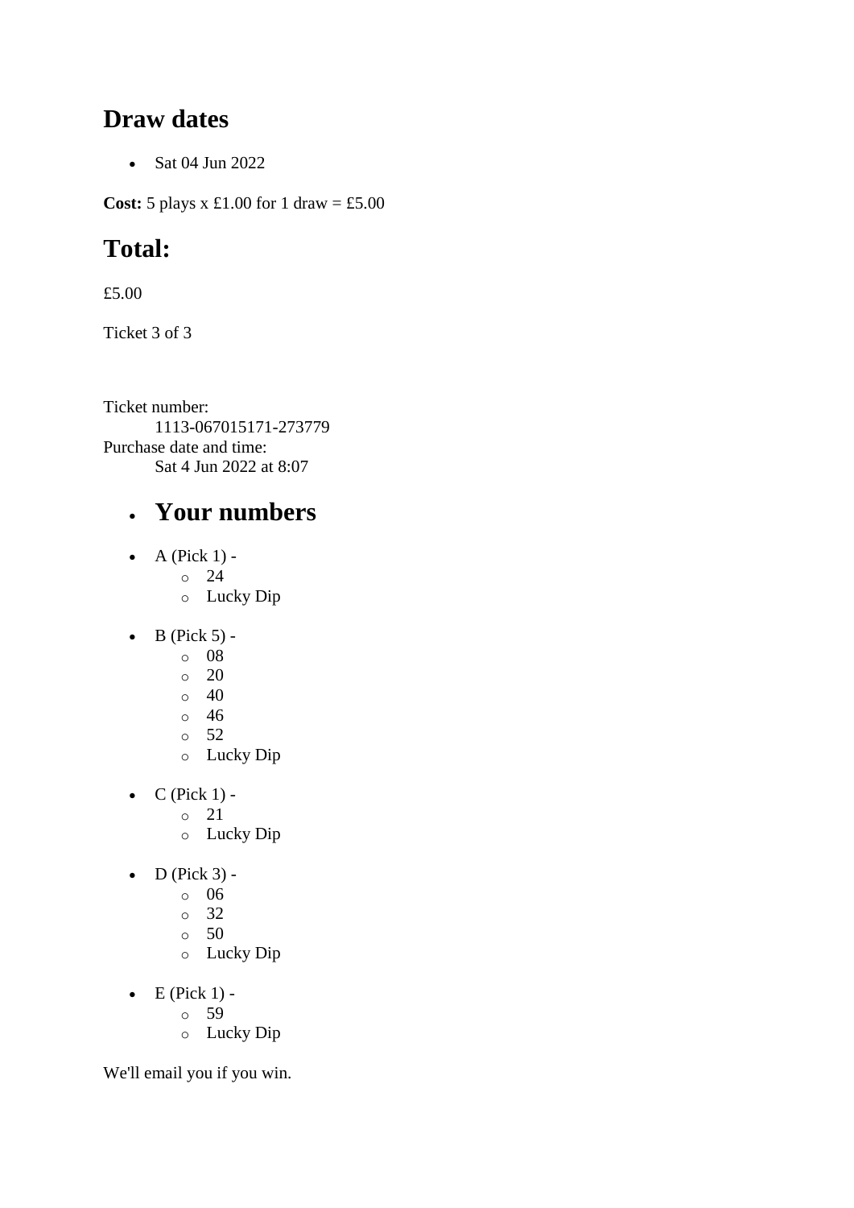## Draw dates

- Sat 04 Jun 2022

**Cost:** 5 plays x £1.00 for 1 draw = £5.00

## Total:

£5.00

Ticket 3 of 3

Ticket number:
    1113-067015171-273779
Purchase date and time:
    Sat 4 Jun 2022 at 8:07

- ## Your numbers

- A (Pick 1) -
    - 24
    - Lucky Dip
- B (Pick 5) -
    - 08
    - 20
    - 40
    - 46
    - 52
    - Lucky Dip
- C (Pick 1) -
    - 21
    - Lucky Dip
- D (Pick 3) -
    - 06
    - 32
    - 50
    - Lucky Dip
- E (Pick 1) -
    - 59
    - Lucky Dip

We'll email you if you win.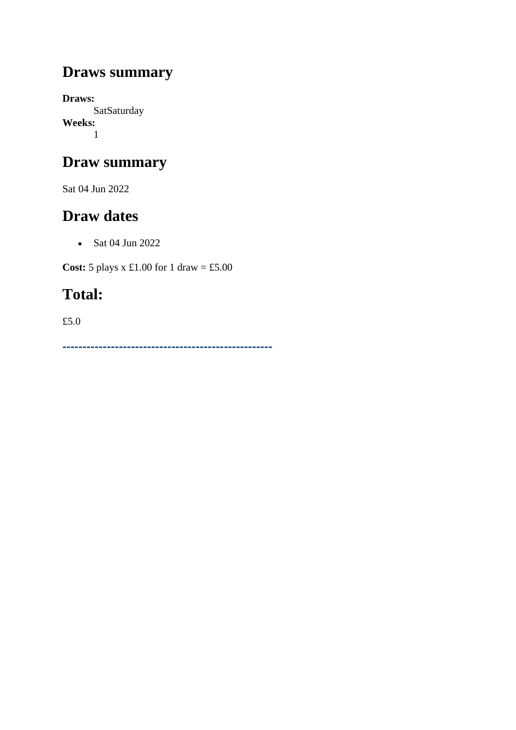## Draws summary

**Draws:**
SatSaturday
**Weeks:**
1

## Draw summary

Sat 04 Jun 2022

## Draw dates

- Sat 04 Jun 2022

**Cost:** 5 plays x £1.00 for 1 draw = £5.00

## Total:

£5.0

***----------------------------------------------------***